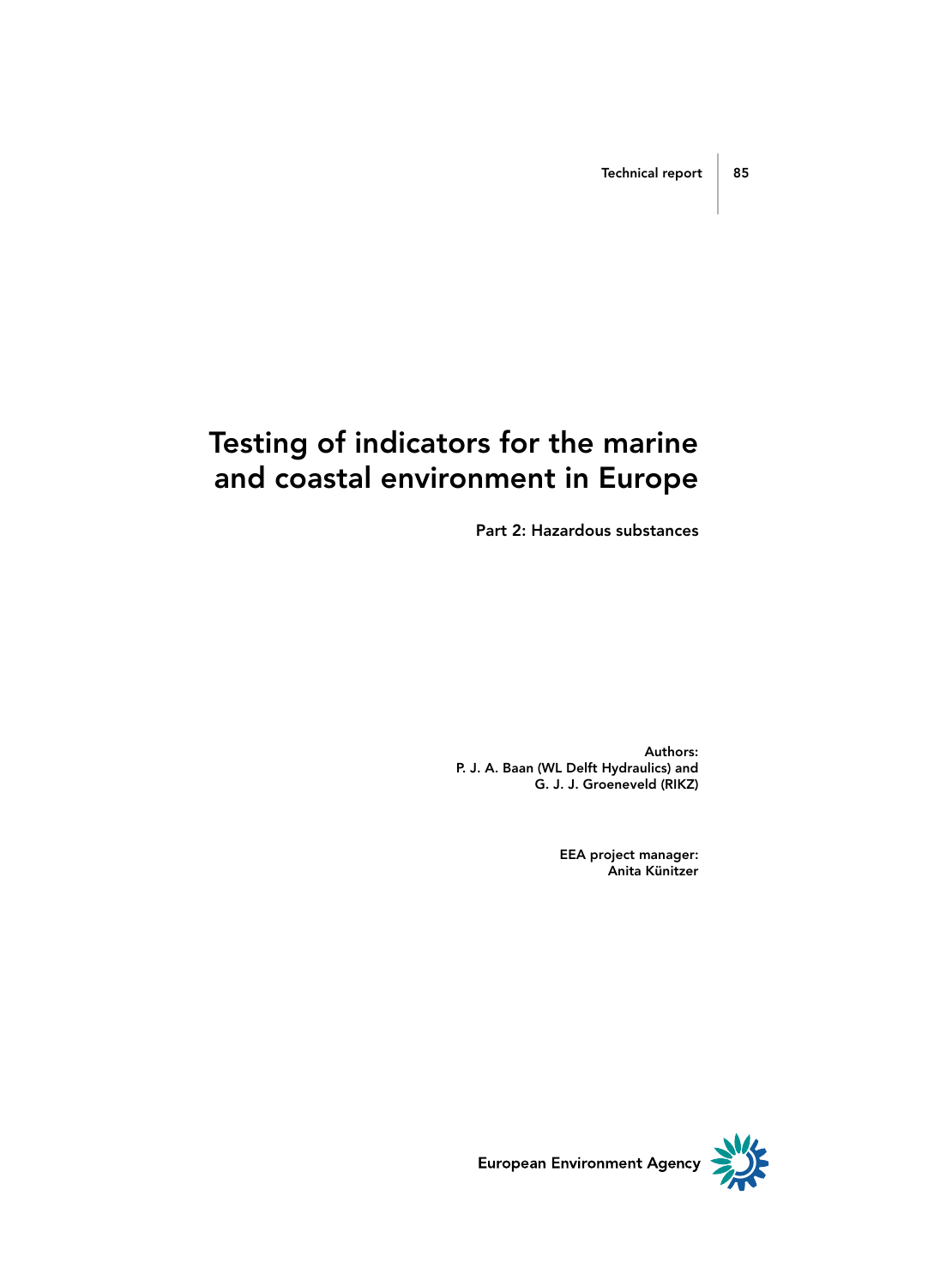Technical report | 85

# Testing of indicators for the marine and coastal environment in Europe

## Part 2: Hazardous substances

**Authors:**
**P. J. A. Baan (WL Delft Hydraulics) and**
**G. J. J. Groeneveld (RIKZ)**

**EEA project manager:**
**Anita Künitzer**

European Environment Agency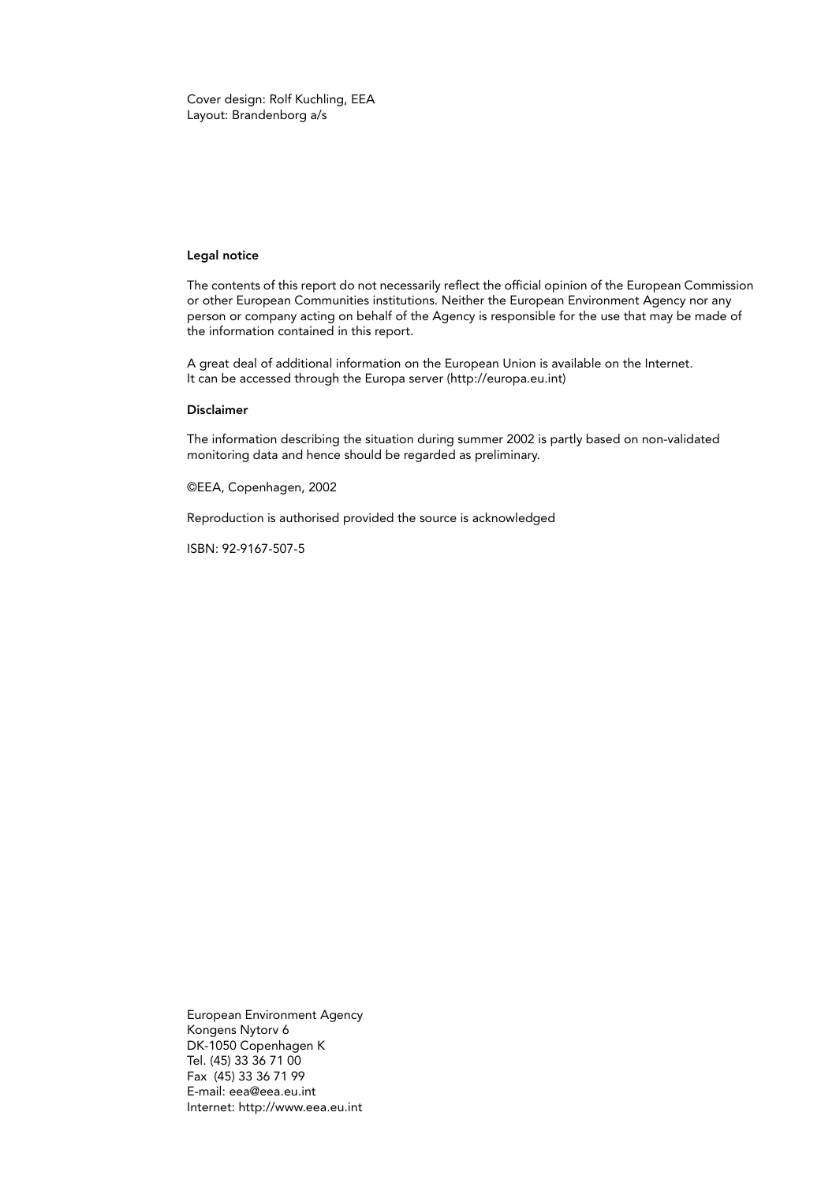Cover design: Rolf Kuchling, EEA
Layout: Brandenborg a/s

**Legal notice**

The contents of this report do not necessarily reflect the official opinion of the European Commission or other European Communities institutions. Neither the European Environment Agency nor any person or company acting on behalf of the Agency is responsible for the use that may be made of the information contained in this report.

A great deal of additional information on the European Union is available on the Internet. It can be accessed through the Europa server (http://europa.eu.int)

**Disclaimer**

The information describing the situation during summer 2002 is partly based on non-validated monitoring data and hence should be regarded as preliminary.

©EEA, Copenhagen, 2002

Reproduction is authorised provided the source is acknowledged

ISBN: 92-9167-507-5

European Environment Agency
Kongens Nytorv 6
DK-1050 Copenhagen K
Tel. (45) 33 36 71 00
Fax (45) 33 36 71 99
E-mail: eea@eea.eu.int
Internet: http://www.eea.eu.int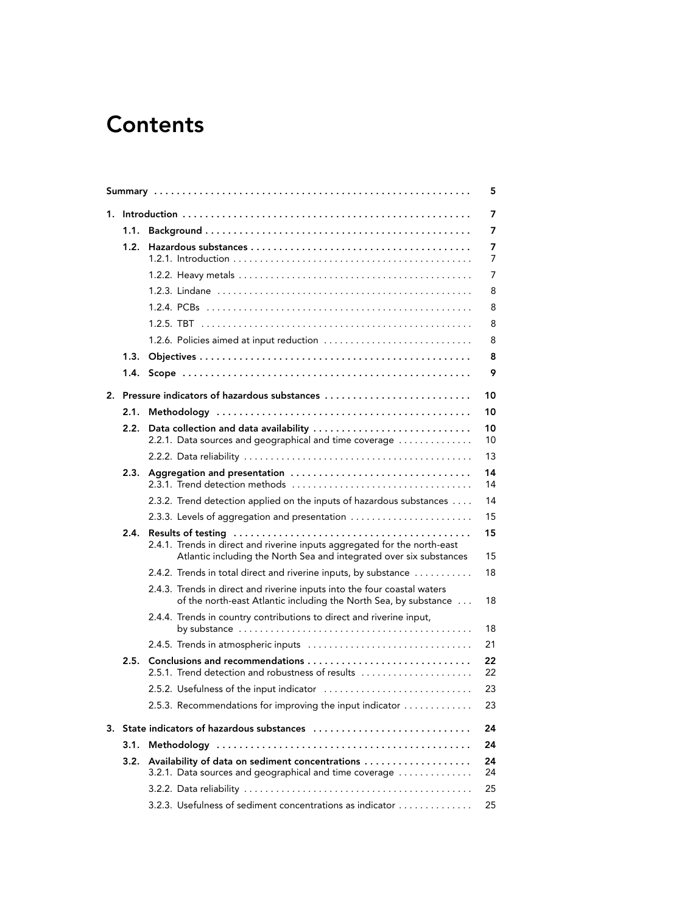# Contents

| | |
|---|---:|
| **Summary** | **5** |
| **1. Introduction** | **7** |
| **1.1. Background** | **7** |
| **1.2. Hazardous substances** | **7** |
| 1.2.1. Introduction | 7 |
| 1.2.2. Heavy metals | 7 |
| 1.2.3. Lindane | 8 |
| 1.2.4. PCBs | 8 |
| 1.2.5. TBT | 8 |
| 1.2.6. Policies aimed at input reduction | 8 |
| **1.3. Objectives** | **8** |
| **1.4. Scope** | **9** |
| **2. Pressure indicators of hazardous substances** | **10** |
| **2.1. Methodology** | **10** |
| **2.2. Data collection and data availability** | **10** |
| 2.2.1. Data sources and geographical and time coverage | 10 |
| 2.2.2. Data reliability | 13 |
| **2.3. Aggregation and presentation** | **14** |
| 2.3.1. Trend detection methods | 14 |
| 2.3.2. Trend detection applied on the inputs of hazardous substances | 14 |
| 2.3.3. Levels of aggregation and presentation | 15 |
| **2.4. Results of testing** | **15** |
| 2.4.1. Trends in direct and riverine inputs aggregated for the north-east Atlantic including the North Sea and integrated over six substances | 15 |
| 2.4.2. Trends in total direct and riverine inputs, by substance | 18 |
| 2.4.3. Trends in direct and riverine inputs into the four coastal waters of the north-east Atlantic including the North Sea, by substance | 18 |
| 2.4.4. Trends in country contributions to direct and riverine input, by substance | 18 |
| 2.4.5. Trends in atmospheric inputs | 21 |
| **2.5. Conclusions and recommendations** | **22** |
| 2.5.1. Trend detection and robustness of results | 22 |
| 2.5.2. Usefulness of the input indicator | 23 |
| 2.5.3. Recommendations for improving the input indicator | 23 |
| **3. State indicators of hazardous substances** | **24** |
| **3.1. Methodology** | **24** |
| **3.2. Availability of data on sediment concentrations** | **24** |
| 3.2.1. Data sources and geographical and time coverage | 24 |
| 3.2.2. Data reliability | 25 |
| 3.2.3. Usefulness of sediment concentrations as indicator | 25 |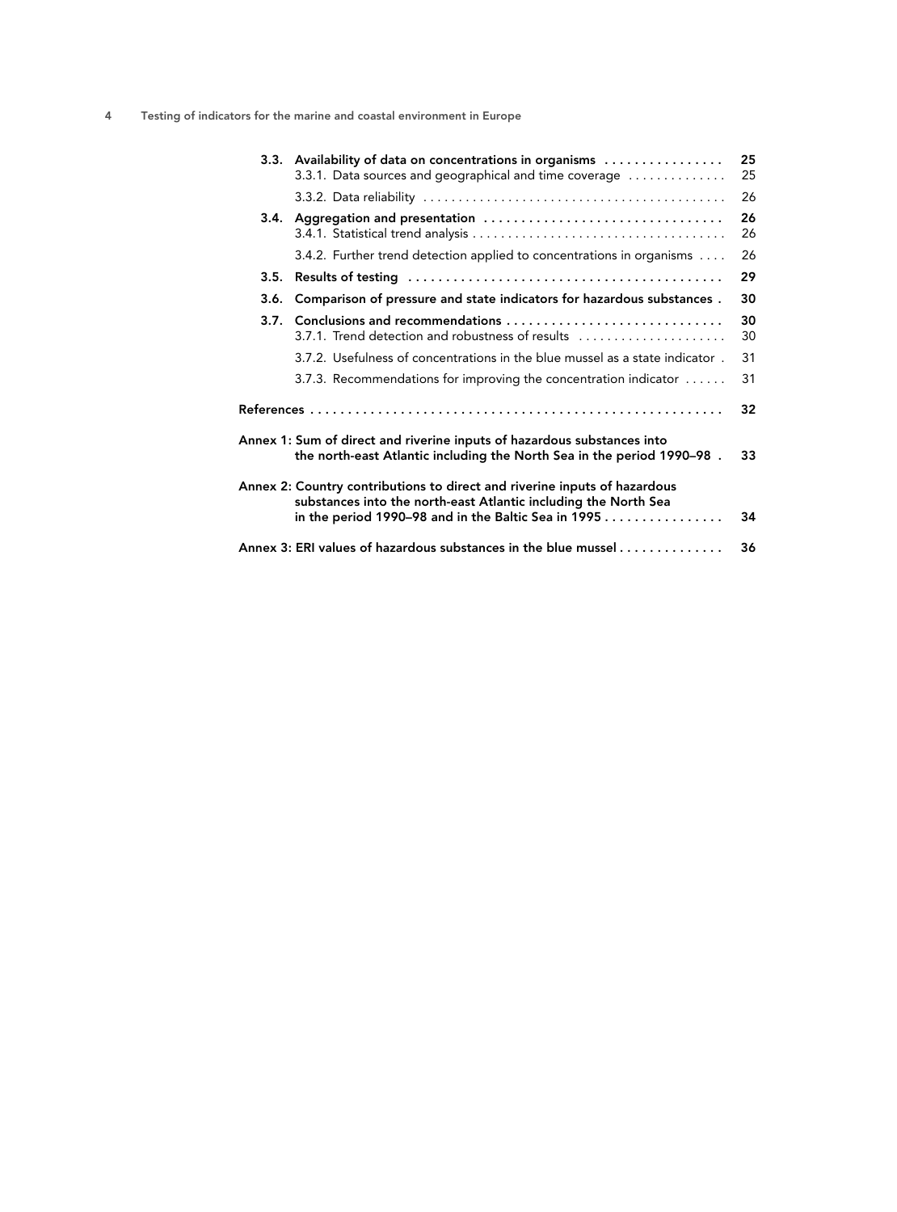| | | |
|---|---|---|
| **3.3.** | **Availability of data on concentrations in organisms** | **25** |
| | 3.3.1. Data sources and geographical and time coverage | 25 |
| | 3.3.2. Data reliability | 26 |
| **3.4.** | **Aggregation and presentation** | **26** |
| | 3.4.1. Statistical trend analysis | 26 |
| | 3.4.2. Further trend detection applied to concentrations in organisms | 26 |
| **3.5.** | **Results of testing** | **29** |
| **3.6.** | **Comparison of pressure and state indicators for hazardous substances** | **30** |
| **3.7.** | **Conclusions and recommendations** | **30** |
| | 3.7.1. Trend detection and robustness of results | 30 |
| | 3.7.2. Usefulness of concentrations in the blue mussel as a state indicator | 31 |
| | 3.7.3. Recommendations for improving the concentration indicator | 31 |
| **References** | | **32** |
| **Annex 1: Sum of direct and riverine inputs of hazardous substances into the north-east Atlantic including the North Sea in the period 1990–98** | | **33** |
| **Annex 2: Country contributions to direct and riverine inputs of hazardous substances into the north-east Atlantic including the North Sea in the period 1990–98 and in the Baltic Sea in 1995** | | **34** |
| **Annex 3: ERI values of hazardous substances in the blue mussel** | | **36** |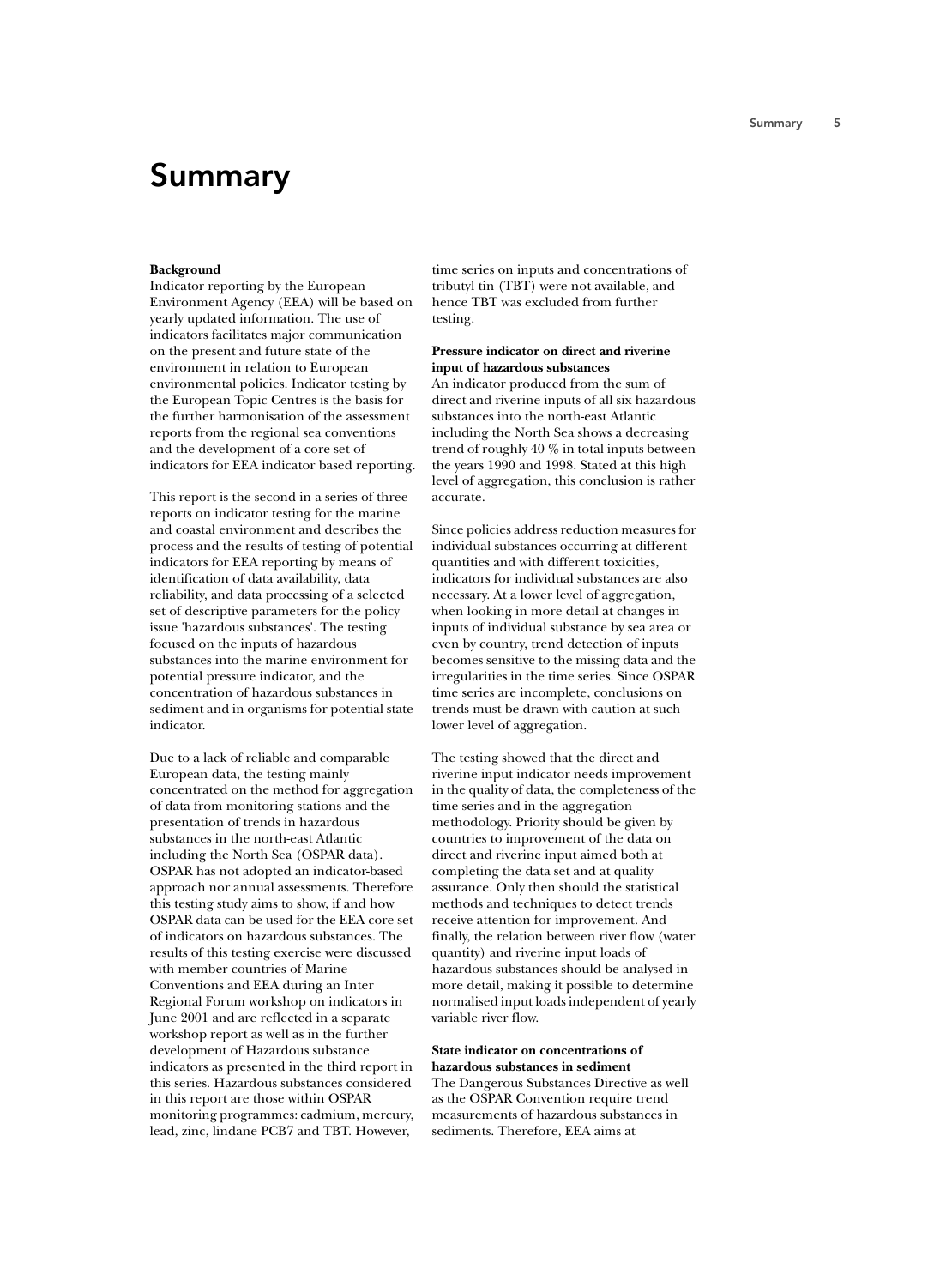# Summary

**Background**

Indicator reporting by the European Environment Agency (EEA) will be based on yearly updated information. The use of indicators facilitates major communication on the present and future state of the environment in relation to European environmental policies. Indicator testing by the European Topic Centres is the basis for the further harmonisation of the assessment reports from the regional sea conventions and the development of a core set of indicators for EEA indicator based reporting.

This report is the second in a series of three reports on indicator testing for the marine and coastal environment and describes the process and the results of testing of potential indicators for EEA reporting by means of identification of data availability, data reliability, and data processing of a selected set of descriptive parameters for the policy issue 'hazardous substances'. The testing focused on the inputs of hazardous substances into the marine environment for potential pressure indicator, and the concentration of hazardous substances in sediment and in organisms for potential state indicator.

Due to a lack of reliable and comparable European data, the testing mainly concentrated on the method for aggregation of data from monitoring stations and the presentation of trends in hazardous substances in the north-east Atlantic including the North Sea (OSPAR data). OSPAR has not adopted an indicator-based approach nor annual assessments. Therefore this testing study aims to show, if and how OSPAR data can be used for the EEA core set of indicators on hazardous substances. The results of this testing exercise were discussed with member countries of Marine Conventions and EEA during an Inter Regional Forum workshop on indicators in June 2001 and are reflected in a separate workshop report as well as in the further development of Hazardous substance indicators as presented in the third report in this series. Hazardous substances considered in this report are those within OSPAR monitoring programmes: cadmium, mercury, lead, zinc, lindane PCB7 and TBT. However, time series on inputs and concentrations of tributyl tin (TBT) were not available, and hence TBT was excluded from further testing.

**Pressure indicator on direct and riverine input of hazardous substances**

An indicator produced from the sum of direct and riverine inputs of all six hazardous substances into the north-east Atlantic including the North Sea shows a decreasing trend of roughly 40 % in total inputs between the years 1990 and 1998. Stated at this high level of aggregation, this conclusion is rather accurate.

Since policies address reduction measures for individual substances occurring at different quantities and with different toxicities, indicators for individual substances are also necessary. At a lower level of aggregation, when looking in more detail at changes in inputs of individual substance by sea area or even by country, trend detection of inputs becomes sensitive to the missing data and the irregularities in the time series. Since OSPAR time series are incomplete, conclusions on trends must be drawn with caution at such lower level of aggregation.

The testing showed that the direct and riverine input indicator needs improvement in the quality of data, the completeness of the time series and in the aggregation methodology. Priority should be given by countries to improvement of the data on direct and riverine input aimed both at completing the data set and at quality assurance. Only then should the statistical methods and techniques to detect trends receive attention for improvement. And finally, the relation between river flow (water quantity) and riverine input loads of hazardous substances should be analysed in more detail, making it possible to determine normalised input loads independent of yearly variable river flow.

**State indicator on concentrations of hazardous substances in sediment**

The Dangerous Substances Directive as well as the OSPAR Convention require trend measurements of hazardous substances in sediments. Therefore, EEA aims at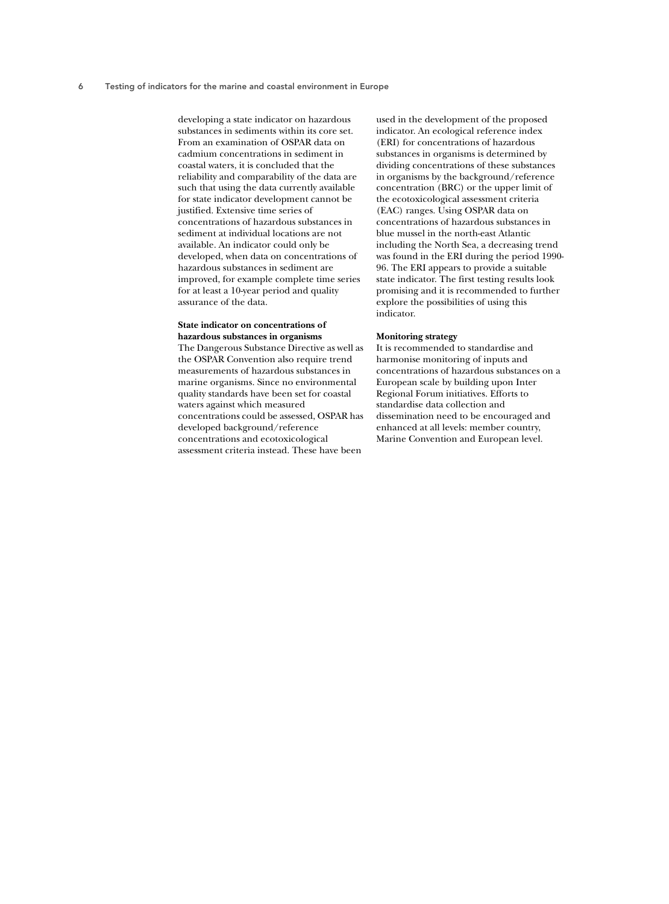developing a state indicator on hazardous substances in sediments within its core set. From an examination of OSPAR data on cadmium concentrations in sediment in coastal waters, it is concluded that the reliability and comparability of the data are such that using the data currently available for state indicator development cannot be justified. Extensive time series of concentrations of hazardous substances in sediment at individual locations are not available. An indicator could only be developed, when data on concentrations of hazardous substances in sediment are improved, for example complete time series for at least a 10-year period and quality assurance of the data.

**State indicator on concentrations of hazardous substances in organisms**

The Dangerous Substance Directive as well as the OSPAR Convention also require trend measurements of hazardous substances in marine organisms. Since no environmental quality standards have been set for coastal waters against which measured concentrations could be assessed, OSPAR has developed background/reference concentrations and ecotoxicological assessment criteria instead. These have been used in the development of the proposed indicator. An ecological reference index (ERI) for concentrations of hazardous substances in organisms is determined by dividing concentrations of these substances in organisms by the background/reference concentration (BRC) or the upper limit of the ecotoxicological assessment criteria (EAC) ranges. Using OSPAR data on concentrations of hazardous substances in blue mussel in the north-east Atlantic including the North Sea, a decreasing trend was found in the ERI during the period 1990-96. The ERI appears to provide a suitable state indicator. The first testing results look promising and it is recommended to further explore the possibilities of using this indicator.

**Monitoring strategy**

It is recommended to standardise and harmonise monitoring of inputs and concentrations of hazardous substances on a European scale by building upon Inter Regional Forum initiatives. Efforts to standardise data collection and dissemination need to be encouraged and enhanced at all levels: member country, Marine Convention and European level.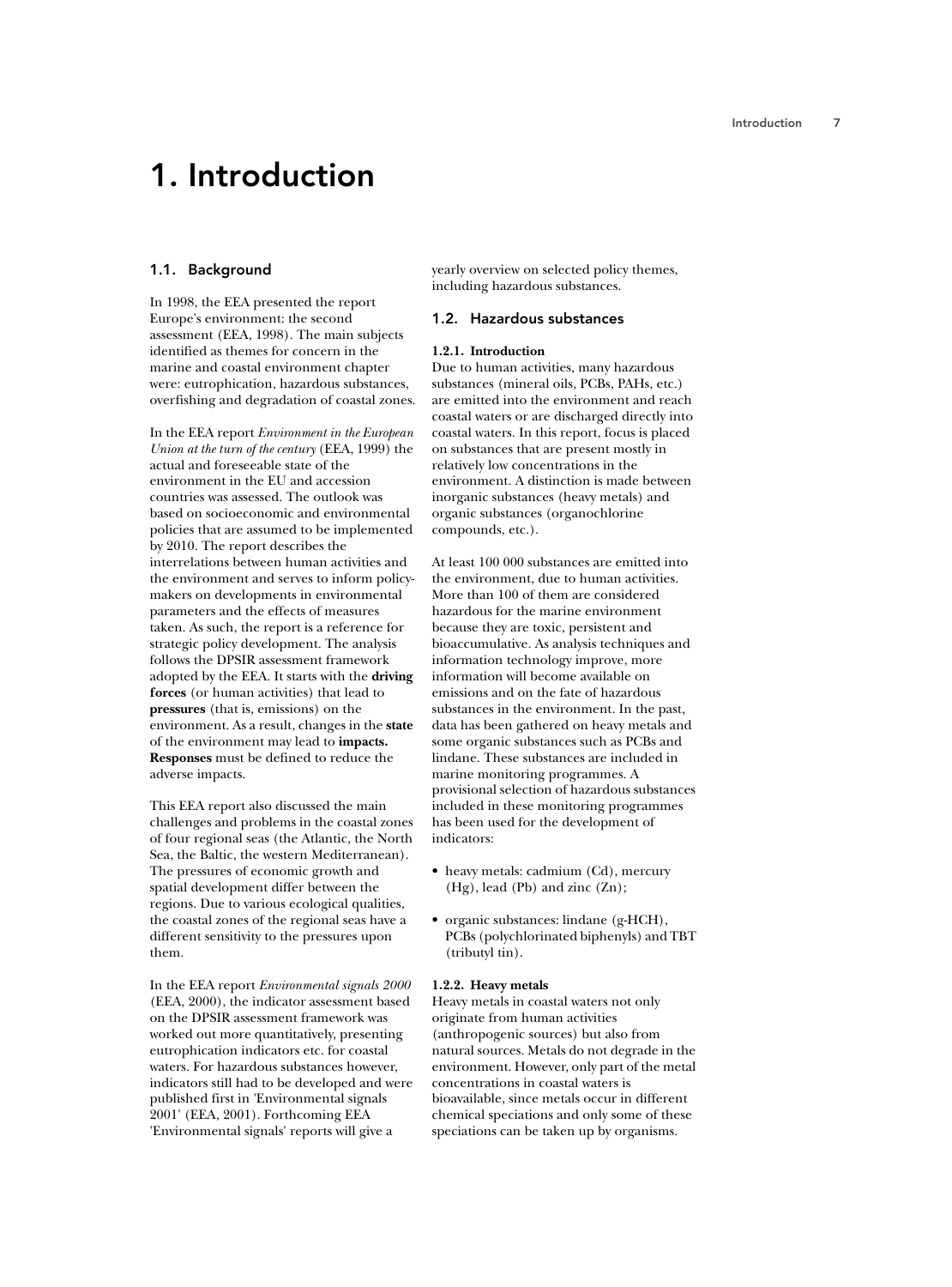# 1. Introduction

## 1.1. Background

In 1998, the EEA presented the report Europe's environment: the second assessment (EEA, 1998). The main subjects identified as themes for concern in the marine and coastal environment chapter were: eutrophication, hazardous substances, overfishing and degradation of coastal zones.

In the EEA report *Environment in the European Union at the turn of the century* (EEA, 1999) the actual and foreseeable state of the environment in the EU and accession countries was assessed. The outlook was based on socioeconomic and environmental policies that are assumed to be implemented by 2010. The report describes the interrelations between human activities and the environment and serves to inform policy-makers on developments in environmental parameters and the effects of measures taken. As such, the report is a reference for strategic policy development. The analysis follows the DPSIR assessment framework adopted by the EEA. It starts with the **driving forces** (or human activities) that lead to **pressures** (that is, emissions) on the environment. As a result, changes in the **state** of the environment may lead to **impacts. Responses** must be defined to reduce the adverse impacts.

This EEA report also discussed the main challenges and problems in the coastal zones of four regional seas (the Atlantic, the North Sea, the Baltic, the western Mediterranean). The pressures of economic growth and spatial development differ between the regions. Due to various ecological qualities, the coastal zones of the regional seas have a different sensitivity to the pressures upon them.

In the EEA report *Environmental signals 2000* (EEA, 2000), the indicator assessment based on the DPSIR assessment framework was worked out more quantitatively, presenting eutrophication indicators etc. for coastal waters. For hazardous substances however, indicators still had to be developed and were published first in 'Environmental signals 2001' (EEA, 2001). Forthcoming EEA 'Environmental signals' reports will give a yearly overview on selected policy themes, including hazardous substances.

## 1.2. Hazardous substances

### 1.2.1. Introduction

Due to human activities, many hazardous substances (mineral oils, PCBs, PAHs, etc.) are emitted into the environment and reach coastal waters or are discharged directly into coastal waters. In this report, focus is placed on substances that are present mostly in relatively low concentrations in the environment. A distinction is made between inorganic substances (heavy metals) and organic substances (organochlorine compounds, etc.).

At least 100 000 substances are emitted into the environment, due to human activities. More than 100 of them are considered hazardous for the marine environment because they are toxic, persistent and bioaccumulative. As analysis techniques and information technology improve, more information will become available on emissions and on the fate of hazardous substances in the environment. In the past, data has been gathered on heavy metals and some organic substances such as PCBs and lindane. These substances are included in marine monitoring programmes. A provisional selection of hazardous substances included in these monitoring programmes has been used for the development of indicators:

- heavy metals: cadmium (Cd), mercury (Hg), lead (Pb) and zinc (Zn);
- organic substances: lindane (g-HCH), PCBs (polychlorinated biphenyls) and TBT (tributyl tin).

### 1.2.2. Heavy metals

Heavy metals in coastal waters not only originate from human activities (anthropogenic sources) but also from natural sources. Metals do not degrade in the environment. However, only part of the metal concentrations in coastal waters is bioavailable, since metals occur in different chemical speciations and only some of these speciations can be taken up by organisms.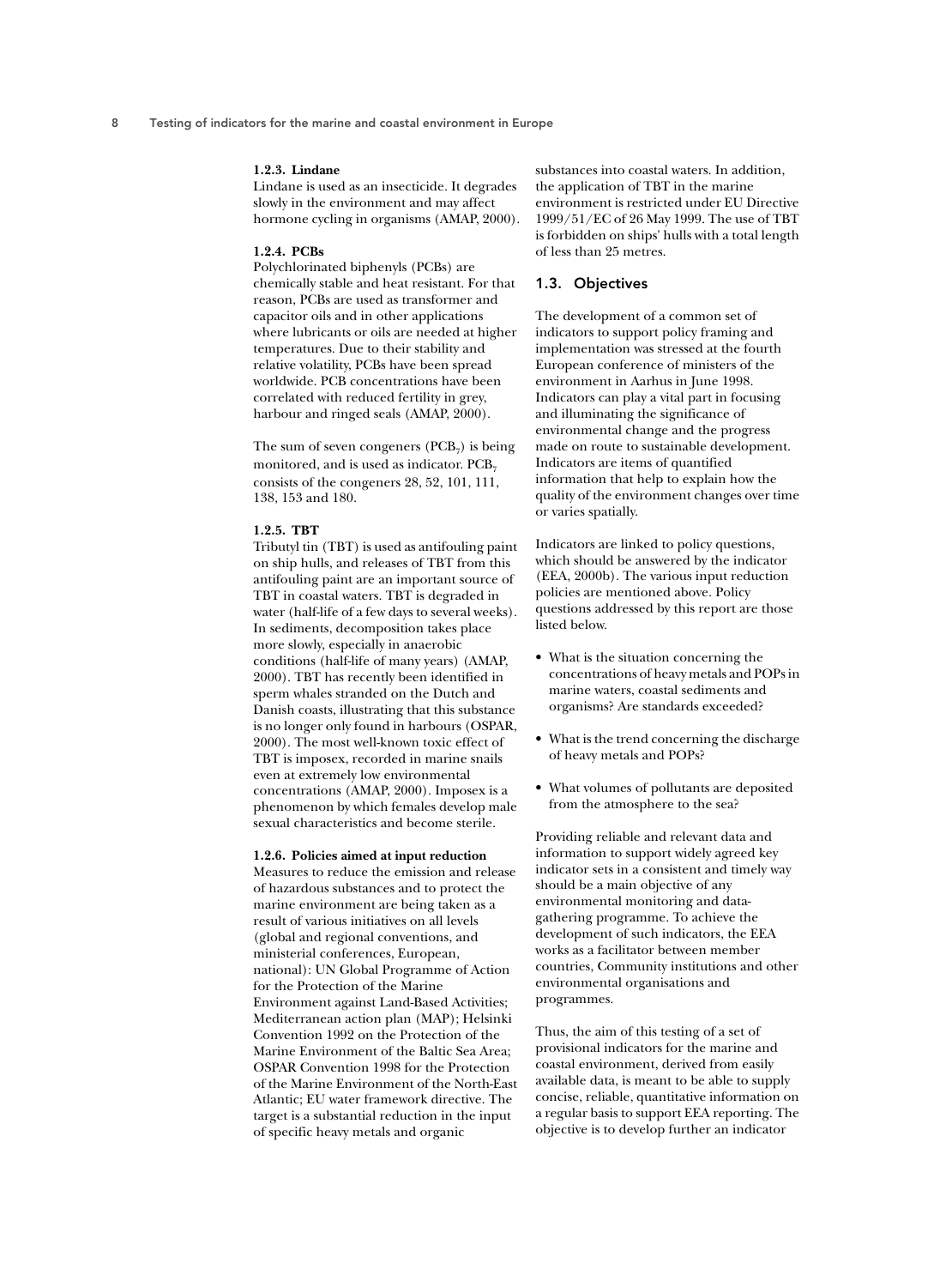#### 1.2.3. Lindane

Lindane is used as an insecticide. It degrades slowly in the environment and may affect hormone cycling in organisms (AMAP, 2000).

#### 1.2.4. PCBs

Polychlorinated biphenyls (PCBs) are chemically stable and heat resistant. For that reason, PCBs are used as transformer and capacitor oils and in other applications where lubricants or oils are needed at higher temperatures. Due to their stability and relative volatility, PCBs have been spread worldwide. PCB concentrations have been correlated with reduced fertility in grey, harbour and ringed seals (AMAP, 2000).

The sum of seven congeners ($PCB_7$) is being monitored, and is used as indicator. $PCB_7$ consists of the congeners 28, 52, 101, 111, 138, 153 and 180.

#### 1.2.5. TBT

Tributyl tin (TBT) is used as antifouling paint on ship hulls, and releases of TBT from this antifouling paint are an important source of TBT in coastal waters. TBT is degraded in water (half-life of a few days to several weeks). In sediments, decomposition takes place more slowly, especially in anaerobic conditions (half-life of many years) (AMAP, 2000). TBT has recently been identified in sperm whales stranded on the Dutch and Danish coasts, illustrating that this substance is no longer only found in harbours (OSPAR, 2000). The most well-known toxic effect of TBT is imposex, recorded in marine snails even at extremely low environmental concentrations (AMAP, 2000). Imposex is a phenomenon by which females develop male sexual characteristics and become sterile.

#### 1.2.6. Policies aimed at input reduction

Measures to reduce the emission and release of hazardous substances and to protect the marine environment are being taken as a result of various initiatives on all levels (global and regional conventions, and ministerial conferences, European, national): UN Global Programme of Action for the Protection of the Marine Environment against Land-Based Activities; Mediterranean action plan (MAP); Helsinki Convention 1992 on the Protection of the Marine Environment of the Baltic Sea Area; OSPAR Convention 1998 for the Protection of the Marine Environment of the North-East Atlantic; EU water framework directive. The target is a substantial reduction in the input of specific heavy metals and organic substances into coastal waters. In addition, the application of TBT in the marine environment is restricted under EU Directive 1999/51/EC of 26 May 1999. The use of TBT is forbidden on ships' hulls with a total length of less than 25 metres.

### 1.3. Objectives

The development of a common set of indicators to support policy framing and implementation was stressed at the fourth European conference of ministers of the environment in Aarhus in June 1998. Indicators can play a vital part in focusing and illuminating the significance of environmental change and the progress made on route to sustainable development. Indicators are items of quantified information that help to explain how the quality of the environment changes over time or varies spatially.

Indicators are linked to policy questions, which should be answered by the indicator (EEA, 2000b). The various input reduction policies are mentioned above. Policy questions addressed by this report are those listed below.

- What is the situation concerning the concentrations of heavy metals and POPs in marine waters, coastal sediments and organisms? Are standards exceeded?
- What is the trend concerning the discharge of heavy metals and POPs?
- What volumes of pollutants are deposited from the atmosphere to the sea?

Providing reliable and relevant data and information to support widely agreed key indicator sets in a consistent and timely way should be a main objective of any environmental monitoring and data-gathering programme. To achieve the development of such indicators, the EEA works as a facilitator between member countries, Community institutions and other environmental organisations and programmes.

Thus, the aim of this testing of a set of provisional indicators for the marine and coastal environment, derived from easily available data, is meant to be able to supply concise, reliable, quantitative information on a regular basis to support EEA reporting. The objective is to develop further an indicator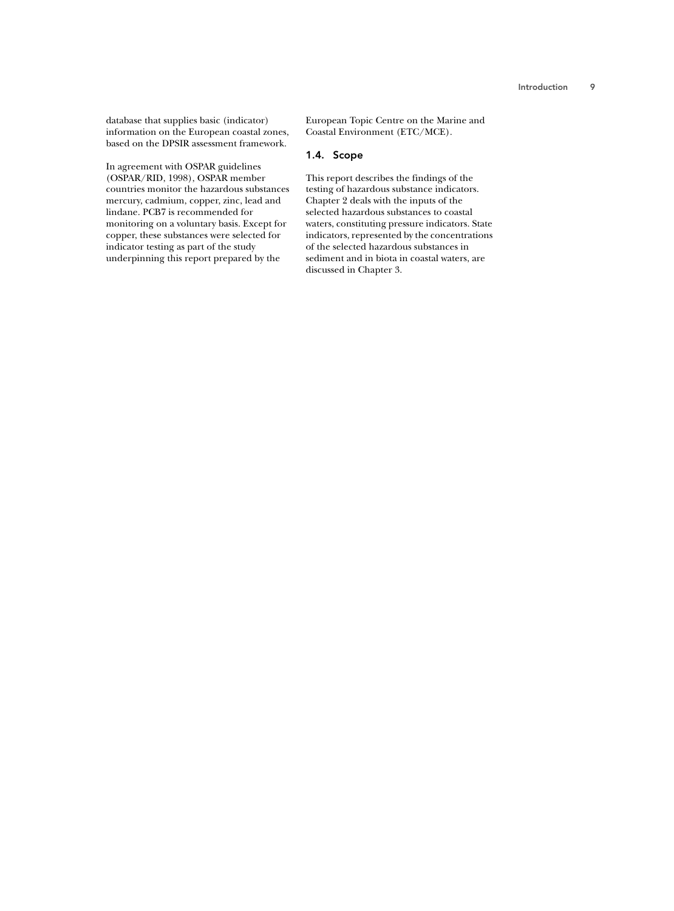database that supplies basic (indicator) information on the European coastal zones, based on the DPSIR assessment framework.

In agreement with OSPAR guidelines (OSPAR/RID, 1998), OSPAR member countries monitor the hazardous substances mercury, cadmium, copper, zinc, lead and lindane. PCB7 is recommended for monitoring on a voluntary basis. Except for copper, these substances were selected for indicator testing as part of the study underpinning this report prepared by the European Topic Centre on the Marine and Coastal Environment (ETC/MCE).

## 1.4. Scope

This report describes the findings of the testing of hazardous substance indicators. Chapter 2 deals with the inputs of the selected hazardous substances to coastal waters, constituting pressure indicators. State indicators, represented by the concentrations of the selected hazardous substances in sediment and in biota in coastal waters, are discussed in Chapter 3.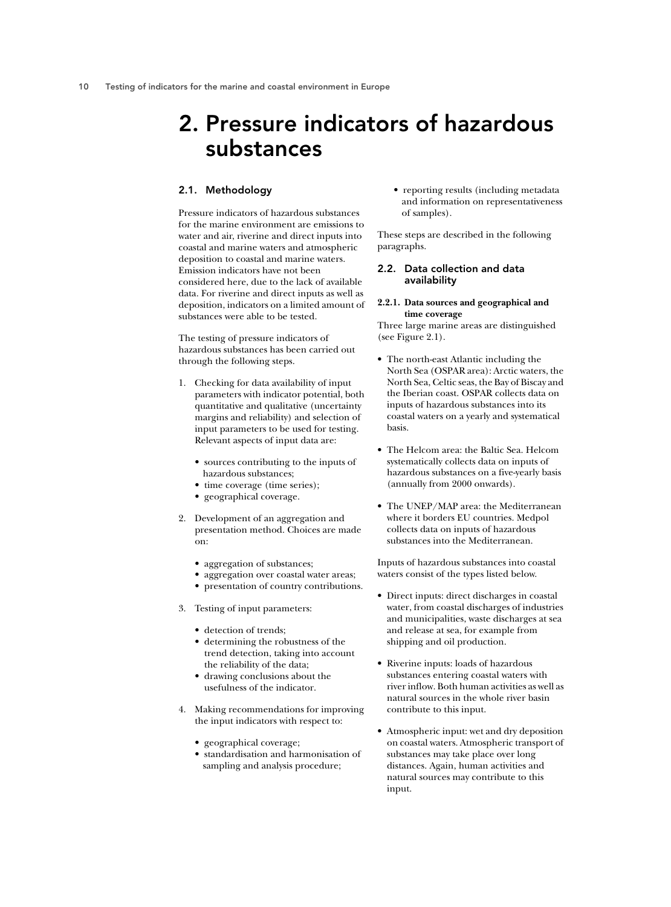# 2. Pressure indicators of hazardous substances

## 2.1. Methodology

Pressure indicators of hazardous substances for the marine environment are emissions to water and air, riverine and direct inputs into coastal and marine waters and atmospheric deposition to coastal and marine waters. Emission indicators have not been considered here, due to the lack of available data. For riverine and direct inputs as well as deposition, indicators on a limited amount of substances were able to be tested.

The testing of pressure indicators of hazardous substances has been carried out through the following steps.

1. Checking for data availability of input parameters with indicator potential, both quantitative and qualitative (uncertainty margins and reliability) and selection of input parameters to be used for testing. Relevant aspects of input data are:
   - sources contributing to the inputs of hazardous substances;
   - time coverage (time series);
   - geographical coverage.
2. Development of an aggregation and presentation method. Choices are made on:
   - aggregation of substances;
   - aggregation over coastal water areas;
   - presentation of country contributions.
3. Testing of input parameters:
   - detection of trends;
   - determining the robustness of the trend detection, taking into account the reliability of the data;
   - drawing conclusions about the usefulness of the indicator.
4. Making recommendations for improving the input indicators with respect to:
   - geographical coverage;
   - standardisation and harmonisation of sampling and analysis procedure;
   - reporting results (including metadata and information on representativeness of samples).

These steps are described in the following paragraphs.

## 2.2. Data collection and data availability

### 2.2.1. Data sources and geographical and time coverage

Three large marine areas are distinguished (see Figure 2.1).

- The north-east Atlantic including the North Sea (OSPAR area): Arctic waters, the North Sea, Celtic seas, the Bay of Biscay and the Iberian coast. OSPAR collects data on inputs of hazardous substances into its coastal waters on a yearly and systematical basis.
- The Helcom area: the Baltic Sea. Helcom systematically collects data on inputs of hazardous substances on a five-yearly basis (annually from 2000 onwards).
- The UNEP/MAP area: the Mediterranean where it borders EU countries. Medpol collects data on inputs of hazardous substances into the Mediterranean.

Inputs of hazardous substances into coastal waters consist of the types listed below.

- Direct inputs: direct discharges in coastal water, from coastal discharges of industries and municipalities, waste discharges at sea and release at sea, for example from shipping and oil production.
- Riverine inputs: loads of hazardous substances entering coastal waters with river inflow. Both human activities as well as natural sources in the whole river basin contribute to this input.
- Atmospheric input: wet and dry deposition on coastal waters. Atmospheric transport of substances may take place over long distances. Again, human activities and natural sources may contribute to this input.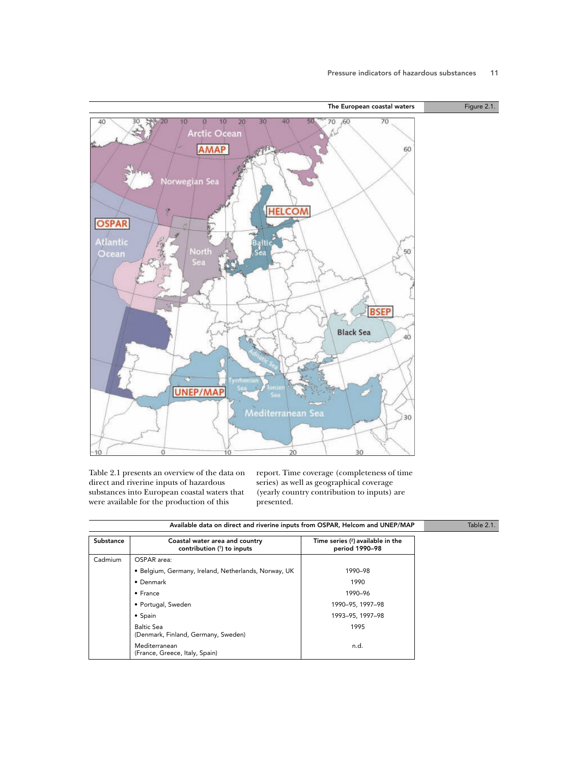The European coastal waters — Figure 2.1.

Arctic Ocean
AMAP
Norwegian Sea
HELCOM
OSPAR
Atlantic Ocean
North Sea
Baltic Sea
BSEP
Black Sea
Adriatic Sea
Tyrrhenian Sea
Ionian Sea
UNEP/MAP
Mediterranean Sea

Table 2.1 presents an overview of the data on direct and riverine inputs of hazardous substances into European coastal waters that were available for the production of this report. Time coverage (completeness of time series) as well as geographical coverage (yearly country contribution to inputs) are presented.

Available data on direct and riverine inputs from OSPAR, Helcom and UNEP/MAP — Table 2.1.

| Substance | Coastal water area and country contribution (¹) to inputs | Time series (²) available in the period 1990–98 |
|---|---|---|
| Cadmium | OSPAR area: | |
| | • Belgium, Germany, Ireland, Netherlands, Norway, UK | 1990–98 |
| | • Denmark | 1990 |
| | • France | 1990–96 |
| | • Portugal, Sweden | 1990–95, 1997–98 |
| | • Spain | 1993–95, 1997–98 |
| | Baltic Sea (Denmark, Finland, Germany, Sweden) | 1995 |
| | Mediterranean (France, Greece, Italy, Spain) | n.d. |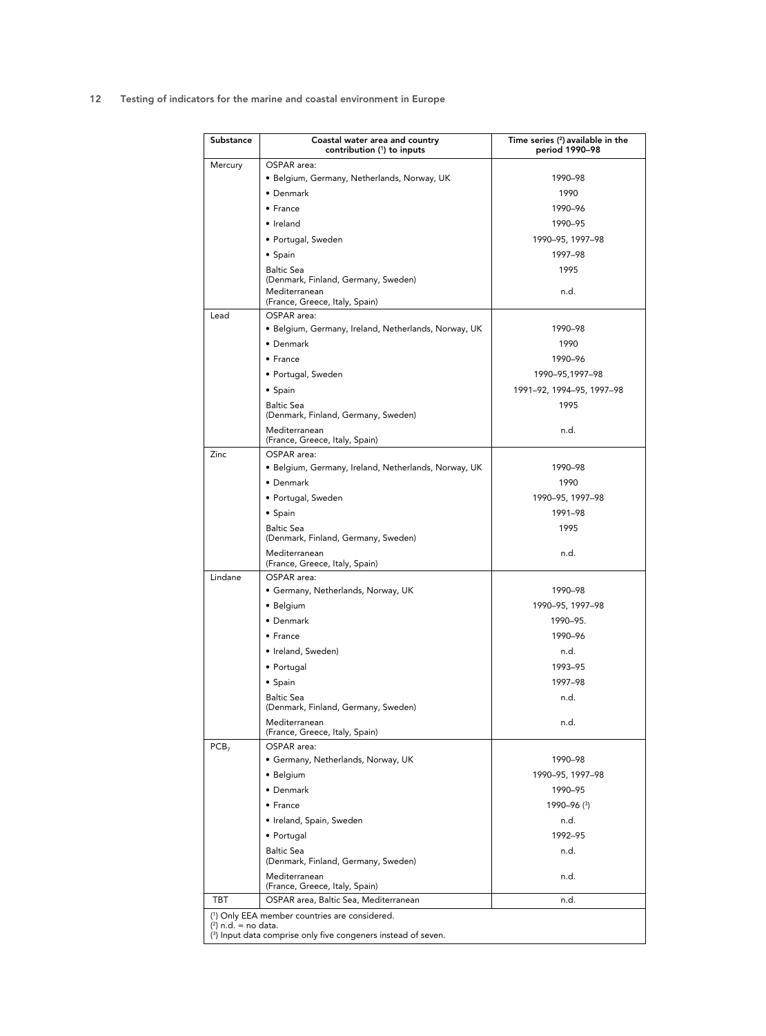| Substance | Coastal water area and country contribution (1) to inputs | Time series (2) available in the period 1990–98 |
|---|---|---|
| Mercury | OSPAR area: | |
| | • Belgium, Germany, Netherlands, Norway, UK | 1990–98 |
| | • Denmark | 1990 |
| | • France | 1990–96 |
| | • Ireland | 1990–95 |
| | • Portugal, Sweden | 1990–95, 1997–98 |
| | • Spain | 1997–98 |
| | Baltic Sea (Denmark, Finland, Germany, Sweden) | 1995 |
| | Mediterranean (France, Greece, Italy, Spain) | n.d. |
| Lead | OSPAR area: | |
| | • Belgium, Germany, Ireland, Netherlands, Norway, UK | 1990–98 |
| | • Denmark | 1990 |
| | • France | 1990–96 |
| | • Portugal, Sweden | 1990–95,1997–98 |
| | • Spain | 1991–92, 1994–95, 1997–98 |
| | Baltic Sea (Denmark, Finland, Germany, Sweden) | 1995 |
| | Mediterranean (France, Greece, Italy, Spain) | n.d. |
| Zinc | OSPAR area: | |
| | • Belgium, Germany, Ireland, Netherlands, Norway, UK | 1990–98 |
| | • Denmark | 1990 |
| | • Portugal, Sweden | 1990–95, 1997–98 |
| | • Spain | 1991–98 |
| | Baltic Sea (Denmark, Finland, Germany, Sweden) | 1995 |
| | Mediterranean (France, Greece, Italy, Spain) | n.d. |
| Lindane | OSPAR area: | |
| | • Germany, Netherlands, Norway, UK | 1990–98 |
| | • Belgium | 1990–95, 1997–98 |
| | • Denmark | 1990–95. |
| | • France | 1990–96 |
| | • Ireland, Sweden) | n.d. |
| | • Portugal | 1993–95 |
| | • Spain | 1997–98 |
| | Baltic Sea (Denmark, Finland, Germany, Sweden) | n.d. |
| | Mediterranean (France, Greece, Italy, Spain) | n.d. |
| $PCB_7$ | OSPAR area: | |
| | • Germany, Netherlands, Norway, UK | 1990–98 |
| | • Belgium | 1990–95, 1997–98 |
| | • Denmark | 1990–95 |
| | • France | 1990–96 (3) |
| | • Ireland, Spain, Sweden | n.d. |
| | • Portugal | 1992–95 |
| | Baltic Sea (Denmark, Finland, Germany, Sweden) | n.d. |
| | Mediterranean (France, Greece, Italy, Spain) | n.d. |
| TBT | OSPAR area, Baltic Sea, Mediterranean | n.d. |

(1) Only EEA member countries are considered.
(2) n.d. = no data.
(3) Input data comprise only five congeners instead of seven.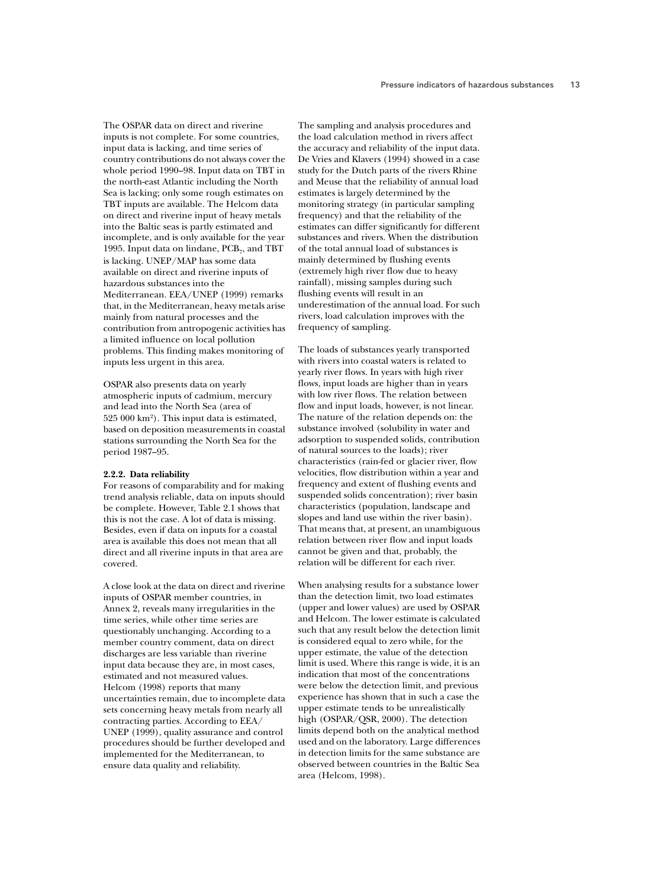The OSPAR data on direct and riverine inputs is not complete. For some countries, input data is lacking, and time series of country contributions do not always cover the whole period 1990–98. Input data on TBT in the north-east Atlantic including the North Sea is lacking; only some rough estimates on TBT inputs are available. The Helcom data on direct and riverine input of heavy metals into the Baltic seas is partly estimated and incomplete, and is only available for the year 1995. Input data on lindane, $PCB_7$, and TBT is lacking. UNEP/MAP has some data available on direct and riverine inputs of hazardous substances into the Mediterranean. EEA/UNEP (1999) remarks that, in the Mediterranean, heavy metals arise mainly from natural processes and the contribution from antropogenic activities has a limited influence on local pollution problems. This finding makes monitoring of inputs less urgent in this area.

OSPAR also presents data on yearly atmospheric inputs of cadmium, mercury and lead into the North Sea (area of 525 000 $km^2$). This input data is estimated, based on deposition measurements in coastal stations surrounding the North Sea for the period 1987–95.

#### 2.2.2. Data reliability

For reasons of comparability and for making trend analysis reliable, data on inputs should be complete. However, Table 2.1 shows that this is not the case. A lot of data is missing. Besides, even if data on inputs for a coastal area is available this does not mean that all direct and all riverine inputs in that area are covered.

A close look at the data on direct and riverine inputs of OSPAR member countries, in Annex 2, reveals many irregularities in the time series, while other time series are questionably unchanging. According to a member country comment, data on direct discharges are less variable than riverine input data because they are, in most cases, estimated and not measured values. Helcom (1998) reports that many uncertainties remain, due to incomplete data sets concerning heavy metals from nearly all contracting parties. According to EEA/ UNEP (1999), quality assurance and control procedures should be further developed and implemented for the Mediterranean, to ensure data quality and reliability.

The sampling and analysis procedures and the load calculation method in rivers affect the accuracy and reliability of the input data. De Vries and Klavers (1994) showed in a case study for the Dutch parts of the rivers Rhine and Meuse that the reliability of annual load estimates is largely determined by the monitoring strategy (in particular sampling frequency) and that the reliability of the estimates can differ significantly for different substances and rivers. When the distribution of the total annual load of substances is mainly determined by flushing events (extremely high river flow due to heavy rainfall), missing samples during such flushing events will result in an underestimation of the annual load. For such rivers, load calculation improves with the frequency of sampling.

The loads of substances yearly transported with rivers into coastal waters is related to yearly river flows. In years with high river flows, input loads are higher than in years with low river flows. The relation between flow and input loads, however, is not linear. The nature of the relation depends on: the substance involved (solubility in water and adsorption to suspended solids, contribution of natural sources to the loads); river characteristics (rain-fed or glacier river, flow velocities, flow distribution within a year and frequency and extent of flushing events and suspended solids concentration); river basin characteristics (population, landscape and slopes and land use within the river basin). That means that, at present, an unambiguous relation between river flow and input loads cannot be given and that, probably, the relation will be different for each river.

When analysing results for a substance lower than the detection limit, two load estimates (upper and lower values) are used by OSPAR and Helcom. The lower estimate is calculated such that any result below the detection limit is considered equal to zero while, for the upper estimate, the value of the detection limit is used. Where this range is wide, it is an indication that most of the concentrations were below the detection limit, and previous experience has shown that in such a case the upper estimate tends to be unrealistically high (OSPAR/QSR, 2000). The detection limits depend both on the analytical method used and on the laboratory. Large differences in detection limits for the same substance are observed between countries in the Baltic Sea area (Helcom, 1998).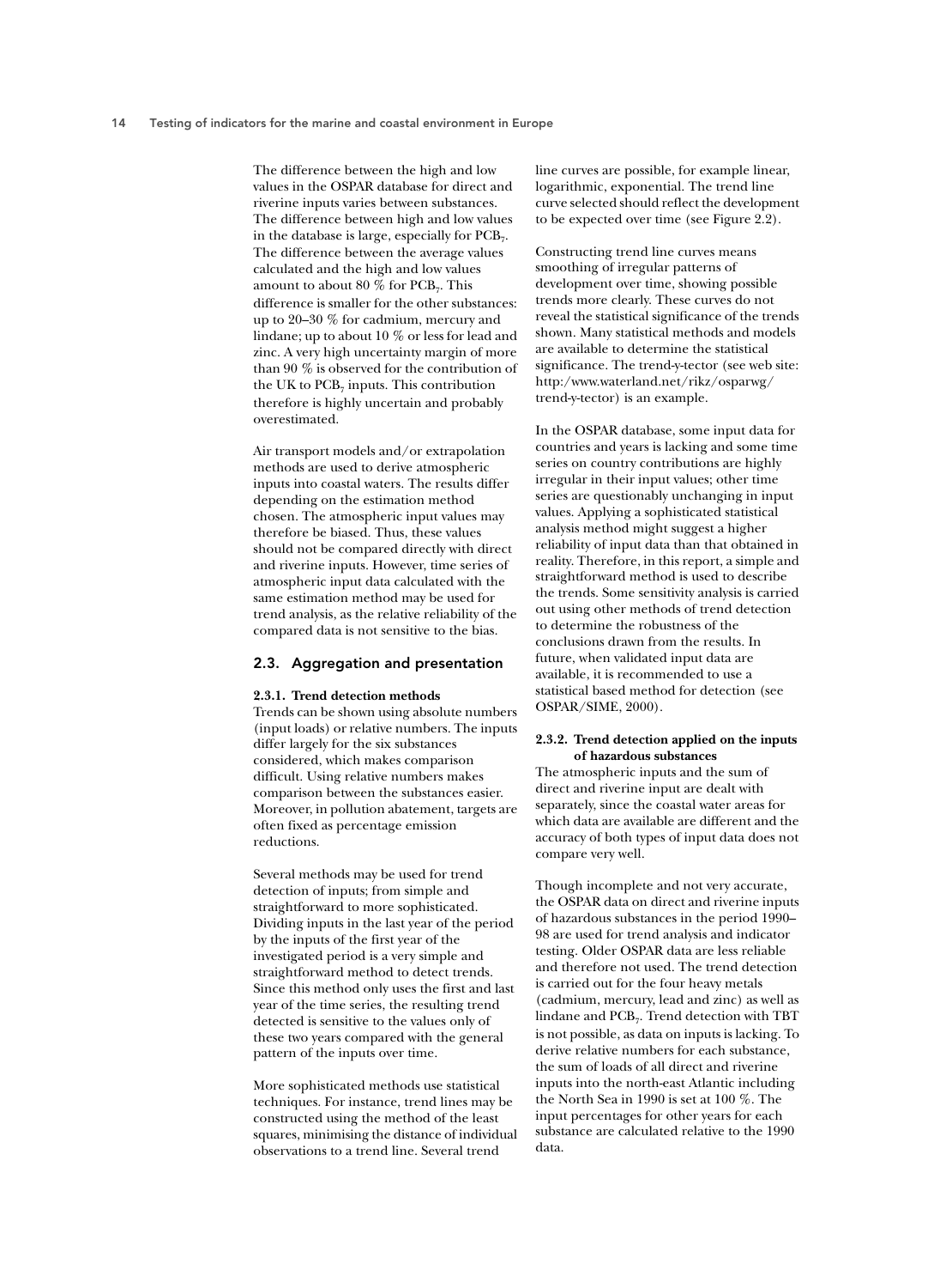The difference between the high and low values in the OSPAR database for direct and riverine inputs varies between substances. The difference between high and low values in the database is large, especially for $PCB_7$. The difference between the average values calculated and the high and low values amount to about 80 % for $PCB_7$. This difference is smaller for the other substances: up to 20–30 % for cadmium, mercury and lindane; up to about 10 % or less for lead and zinc. A very high uncertainty margin of more than 90 % is observed for the contribution of the UK to $PCB_7$ inputs. This contribution therefore is highly uncertain and probably overestimated.

Air transport models and/or extrapolation methods are used to derive atmospheric inputs into coastal waters. The results differ depending on the estimation method chosen. The atmospheric input values may therefore be biased. Thus, these values should not be compared directly with direct and riverine inputs. However, time series of atmospheric input data calculated with the same estimation method may be used for trend analysis, as the relative reliability of the compared data is not sensitive to the bias.

## 2.3. Aggregation and presentation

### 2.3.1. Trend detection methods

Trends can be shown using absolute numbers (input loads) or relative numbers. The inputs differ largely for the six substances considered, which makes comparison difficult. Using relative numbers makes comparison between the substances easier. Moreover, in pollution abatement, targets are often fixed as percentage emission reductions.

Several methods may be used for trend detection of inputs; from simple and straightforward to more sophisticated. Dividing inputs in the last year of the period by the inputs of the first year of the investigated period is a very simple and straightforward method to detect trends. Since this method only uses the first and last year of the time series, the resulting trend detected is sensitive to the values only of these two years compared with the general pattern of the inputs over time.

More sophisticated methods use statistical techniques. For instance, trend lines may be constructed using the method of the least squares, minimising the distance of individual observations to a trend line. Several trend line curves are possible, for example linear, logarithmic, exponential. The trend line curve selected should reflect the development to be expected over time (see Figure 2.2).

Constructing trend line curves means smoothing of irregular patterns of development over time, showing possible trends more clearly. These curves do not reveal the statistical significance of the trends shown. Many statistical methods and models are available to determine the statistical significance. The trend-y-tector (see web site: http:/www.waterland.net/rikz/osparwg/trend-y-tector) is an example.

In the OSPAR database, some input data for countries and years is lacking and some time series on country contributions are highly irregular in their input values; other time series are questionably unchanging in input values. Applying a sophisticated statistical analysis method might suggest a higher reliability of input data than that obtained in reality. Therefore, in this report, a simple and straightforward method is used to describe the trends. Some sensitivity analysis is carried out using other methods of trend detection to determine the robustness of the conclusions drawn from the results. In future, when validated input data are available, it is recommended to use a statistical based method for detection (see OSPAR/SIME, 2000).

### 2.3.2. Trend detection applied on the inputs of hazardous substances

The atmospheric inputs and the sum of direct and riverine input are dealt with separately, since the coastal water areas for which data are available are different and the accuracy of both types of input data does not compare very well.

Though incomplete and not very accurate, the OSPAR data on direct and riverine inputs of hazardous substances in the period 1990–98 are used for trend analysis and indicator testing. Older OSPAR data are less reliable and therefore not used. The trend detection is carried out for the four heavy metals (cadmium, mercury, lead and zinc) as well as lindane and $PCB_7$. Trend detection with TBT is not possible, as data on inputs is lacking. To derive relative numbers for each substance, the sum of loads of all direct and riverine inputs into the north-east Atlantic including the North Sea in 1990 is set at 100 %. The input percentages for other years for each substance are calculated relative to the 1990 data.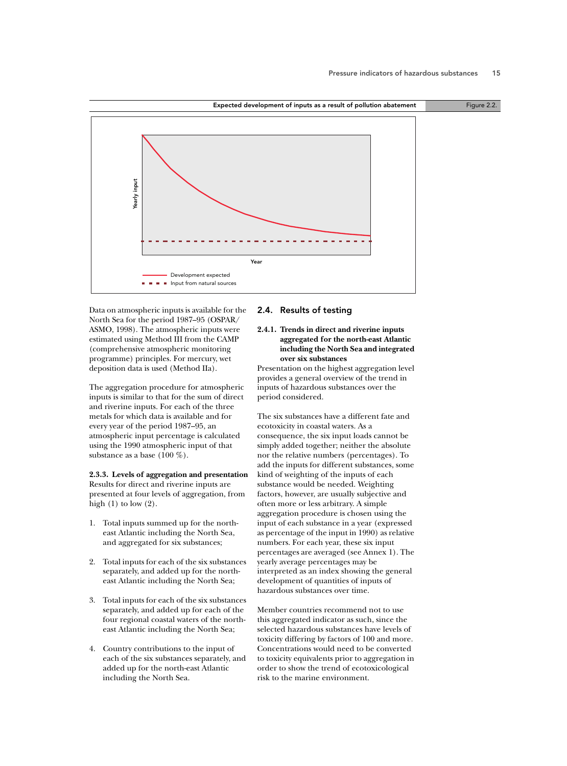Expected development of inputs as a result of pollution abatement

Figure 2.2.

Yearly input

Year

Development expected

Input from natural sources

Data on atmospheric inputs is available for the North Sea for the period 1987–95 (OSPAR/ASMO, 1998). The atmospheric inputs were estimated using Method III from the CAMP (comprehensive atmospheric monitoring programme) principles. For mercury, wet deposition data is used (Method IIa).

The aggregation procedure for atmospheric inputs is similar to that for the sum of direct and riverine inputs. For each of the three metals for which data is available and for every year of the period 1987–95, an atmospheric input percentage is calculated using the 1990 atmospheric input of that substance as a base (100 %).

**2.3.3. Levels of aggregation and presentation**

Results for direct and riverine inputs are presented at four levels of aggregation, from high (1) to low (2).

1. Total inputs summed up for the north-east Atlantic including the North Sea, and aggregated for six substances;
2. Total inputs for each of the six substances separately, and added up for the north-east Atlantic including the North Sea;
3. Total inputs for each of the six substances separately, and added up for each of the four regional coastal waters of the north-east Atlantic including the North Sea;
4. Country contributions to the input of each of the six substances separately, and added up for the north-east Atlantic including the North Sea.

## 2.4. Results of testing

**2.4.1. Trends in direct and riverine inputs aggregated for the north-east Atlantic including the North Sea and integrated over six substances**

Presentation on the highest aggregation level provides a general overview of the trend in inputs of hazardous substances over the period considered.

The six substances have a different fate and ecotoxicity in coastal waters. As a consequence, the six input loads cannot be simply added together; neither the absolute nor the relative numbers (percentages). To add the inputs for different substances, some kind of weighting of the inputs of each substance would be needed. Weighting factors, however, are usually subjective and often more or less arbitrary. A simple aggregation procedure is chosen using the input of each substance in a year (expressed as percentage of the input in 1990) as relative numbers. For each year, these six input percentages are averaged (see Annex 1). The yearly average percentages may be interpreted as an index showing the general development of quantities of inputs of hazardous substances over time.

Member countries recommend not to use this aggregated indicator as such, since the selected hazardous substances have levels of toxicity differing by factors of 100 and more. Concentrations would need to be converted to toxicity equivalents prior to aggregation in order to show the trend of ecotoxicological risk to the marine environment.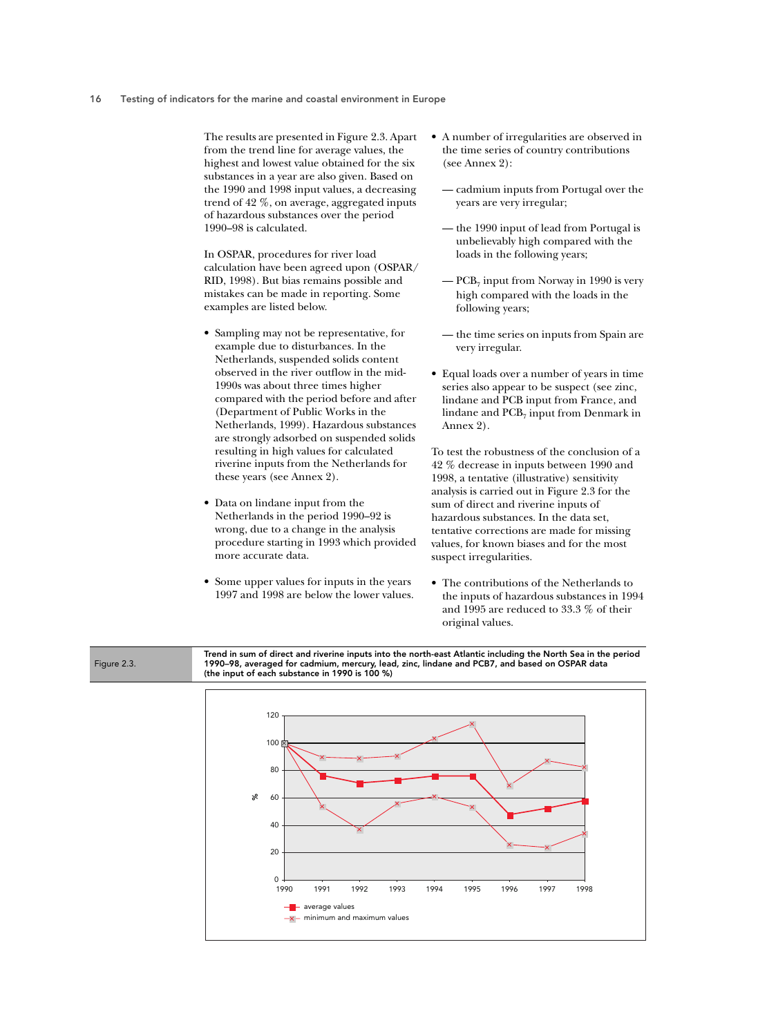The results are presented in Figure 2.3. Apart from the trend line for average values, the highest and lowest value obtained for the six substances in a year are also given. Based on the 1990 and 1998 input values, a decreasing trend of 42 %, on average, aggregated inputs of hazardous substances over the period 1990–98 is calculated.

In OSPAR, procedures for river load calculation have been agreed upon (OSPAR/RID, 1998). But bias remains possible and mistakes can be made in reporting. Some examples are listed below.

- Sampling may not be representative, for example due to disturbances. In the Netherlands, suspended solids content observed in the river outflow in the mid-1990s was about three times higher compared with the period before and after (Department of Public Works in the Netherlands, 1999). Hazardous substances are strongly adsorbed on suspended solids resulting in high values for calculated riverine inputs from the Netherlands for these years (see Annex 2).
- Data on lindane input from the Netherlands in the period 1990–92 is wrong, due to a change in the analysis procedure starting in 1993 which provided more accurate data.
- Some upper values for inputs in the years 1997 and 1998 are below the lower values.
- A number of irregularities are observed in the time series of country contributions (see Annex 2):
  - — cadmium inputs from Portugal over the years are very irregular;
  - — the 1990 input of lead from Portugal is unbelievably high compared with the loads in the following years;
  - — $PCB_7$ input from Norway in 1990 is very high compared with the loads in the following years;
  - — the time series on inputs from Spain are very irregular.
- Equal loads over a number of years in time series also appear to be suspect (see zinc, lindane and PCB input from France, and lindane and $PCB_7$ input from Denmark in Annex 2).

To test the robustness of the conclusion of a 42 % decrease in inputs between 1990 and 1998, a tentative (illustrative) sensitivity analysis is carried out in Figure 2.3 for the sum of direct and riverine inputs of hazardous substances. In the data set, tentative corrections are made for missing values, for known biases and for the most suspect irregularities.

- The contributions of the Netherlands to the inputs of hazardous substances in 1994 and 1995 are reduced to 33.3 % of their original values.

Figure 2.3. **Trend in sum of direct and riverine inputs into the north-east Atlantic including the North Sea in the period 1990–98, averaged for cadmium, mercury, lead, zinc, lindane and PCB7, and based on OSPAR data (the input of each substance in 1990 is 100 %)**

%

120
100
80
60
40
20
0

1990 1991 1992 1993 1994 1995 1996 1997 1998

average values
minimum and maximum values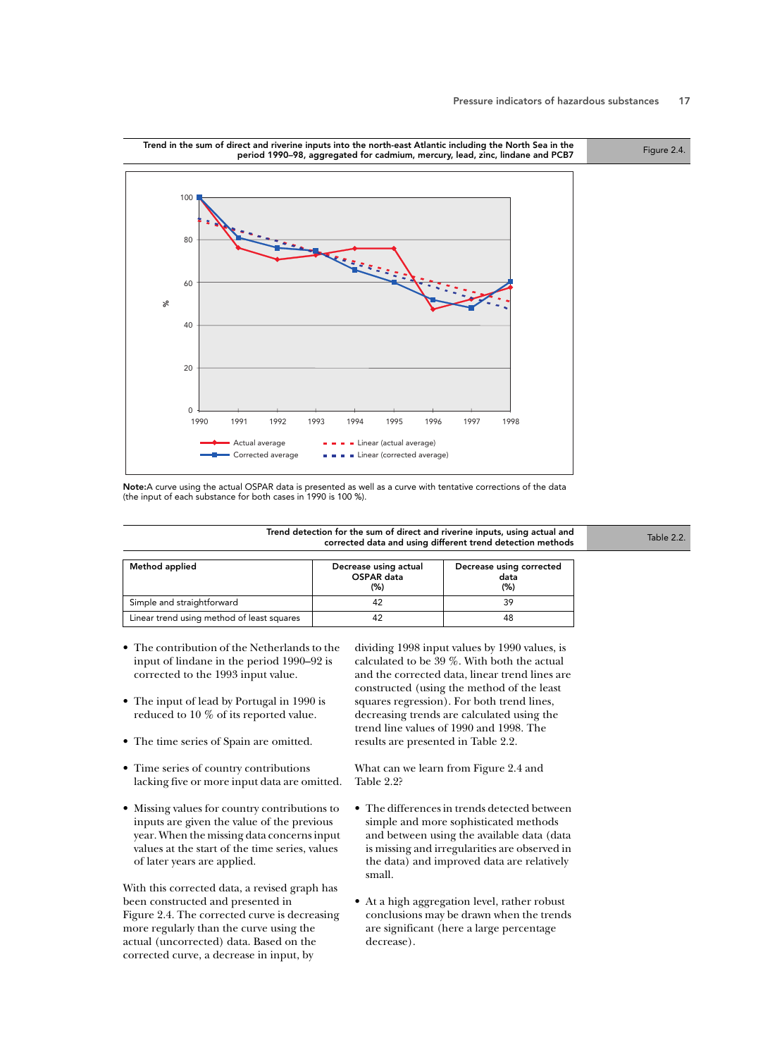Figure 2.4. Trend in the sum of direct and riverine inputs into the north-east Atlantic including the North Sea in the period 1990–98, aggregated for cadmium, mercury, lead, zinc, lindane and PCB7

100
80
60
40
20
0
%
1990 1991 1992 1993 1994 1995 1996 1997 1998
Actual average
Corrected average
Linear (actual average)
Linear (corrected average)

**Note:** A curve using the actual OSPAR data is presented as well as a curve with tentative corrections of the data (the input of each substance for both cases in 1990 is 100 %).

Table 2.2. Trend detection for the sum of direct and riverine inputs, using actual and corrected data and using different trend detection methods

| Method applied | Decrease using actual OSPAR data (%) | Decrease using corrected data (%) |
|---|---|---|
| Simple and straightforward | 42 | 39 |
| Linear trend using method of least squares | 42 | 48 |

- The contribution of the Netherlands to the input of lindane in the period 1990–92 is corrected to the 1993 input value.
- The input of lead by Portugal in 1990 is reduced to 10 % of its reported value.
- The time series of Spain are omitted.
- Time series of country contributions lacking five or more input data are omitted.
- Missing values for country contributions to inputs are given the value of the previous year. When the missing data concerns input values at the start of the time series, values of later years are applied.

With this corrected data, a revised graph has been constructed and presented in Figure 2.4. The corrected curve is decreasing more regularly than the curve using the actual (uncorrected) data. Based on the corrected curve, a decrease in input, by dividing 1998 input values by 1990 values, is calculated to be 39 %. With both the actual and the corrected data, linear trend lines are constructed (using the method of the least squares regression). For both trend lines, decreasing trends are calculated using the trend line values of 1990 and 1998. The results are presented in Table 2.2.

What can we learn from Figure 2.4 and Table 2.2?

- The differences in trends detected between simple and more sophisticated methods and between using the available data (data is missing and irregularities are observed in the data) and improved data are relatively small.
- At a high aggregation level, rather robust conclusions may be drawn when the trends are significant (here a large percentage decrease).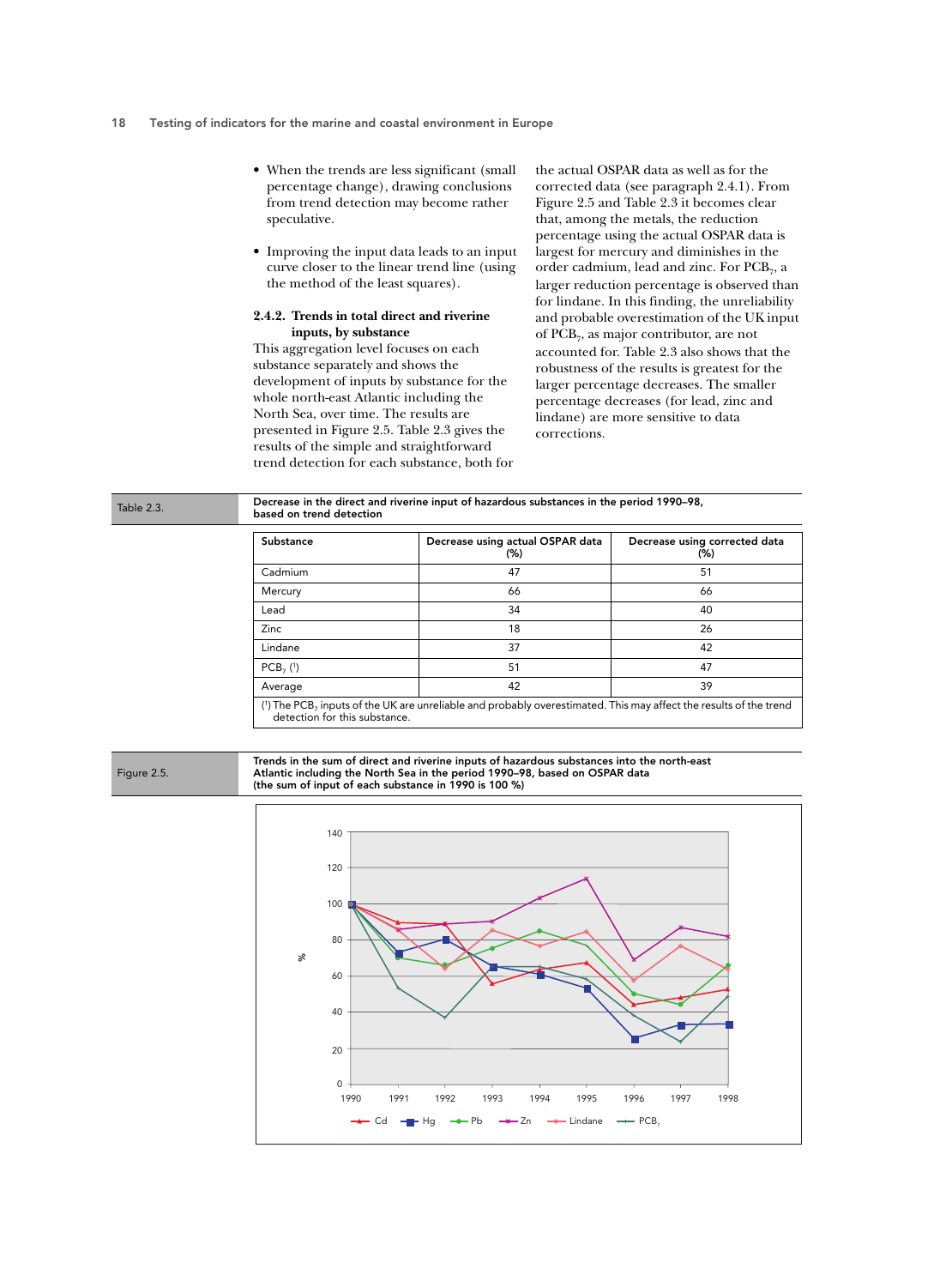- When the trends are less significant (small percentage change), drawing conclusions from trend detection may become rather speculative.

- Improving the input data leads to an input curve closer to the linear trend line (using the method of the least squares).

### 2.4.2. Trends in total direct and riverine inputs, by substance

This aggregation level focuses on each substance separately and shows the development of inputs by substance for the whole north-east Atlantic including the North Sea, over time. The results are presented in Figure 2.5. Table 2.3 gives the results of the simple and straightforward trend detection for each substance, both for the actual OSPAR data as well as for the corrected data (see paragraph 2.4.1). From Figure 2.5 and Table 2.3 it becomes clear that, among the metals, the reduction percentage using the actual OSPAR data is largest for mercury and diminishes in the order cadmium, lead and zinc. For $PCB_7$, a larger reduction percentage is observed than for lindane. In this finding, the unreliability and probable overestimation of the UK input of $PCB_7$, as major contributor, are not accounted for. Table 2.3 also shows that the robustness of the results is greatest for the larger percentage decreases. The smaller percentage decreases (for lead, zinc and lindane) are more sensitive to data corrections.

**Table 2.3.** Decrease in the direct and riverine input of hazardous substances in the period 1990–98, based on trend detection

| Substance | Decrease using actual OSPAR data (%) | Decrease using corrected data (%) |
|---|---|---|
| Cadmium | 47 | 51 |
| Mercury | 66 | 66 |
| Lead | 34 | 40 |
| Zinc | 18 | 26 |
| Lindane | 37 | 42 |
| $PCB_7$ [1] | 51 | 47 |
| Average | 42 | 39 |

[1] The $PCB_7$ inputs of the UK are unreliable and probably overestimated. This may affect the results of the trend detection for this substance.

**Figure 2.5.** Trends in the sum of direct and riverine inputs of hazardous substances into the north-east Atlantic including the North Sea in the period 1990–98, based on OSPAR data (the sum of input of each substance in 1990 is 100 %)

%
140
120
100
80
60
40
20
0
1990 1991 1992 1993 1994 1995 1996 1997 1998
Cd Hg Pb Zn Lindane $PCB_7$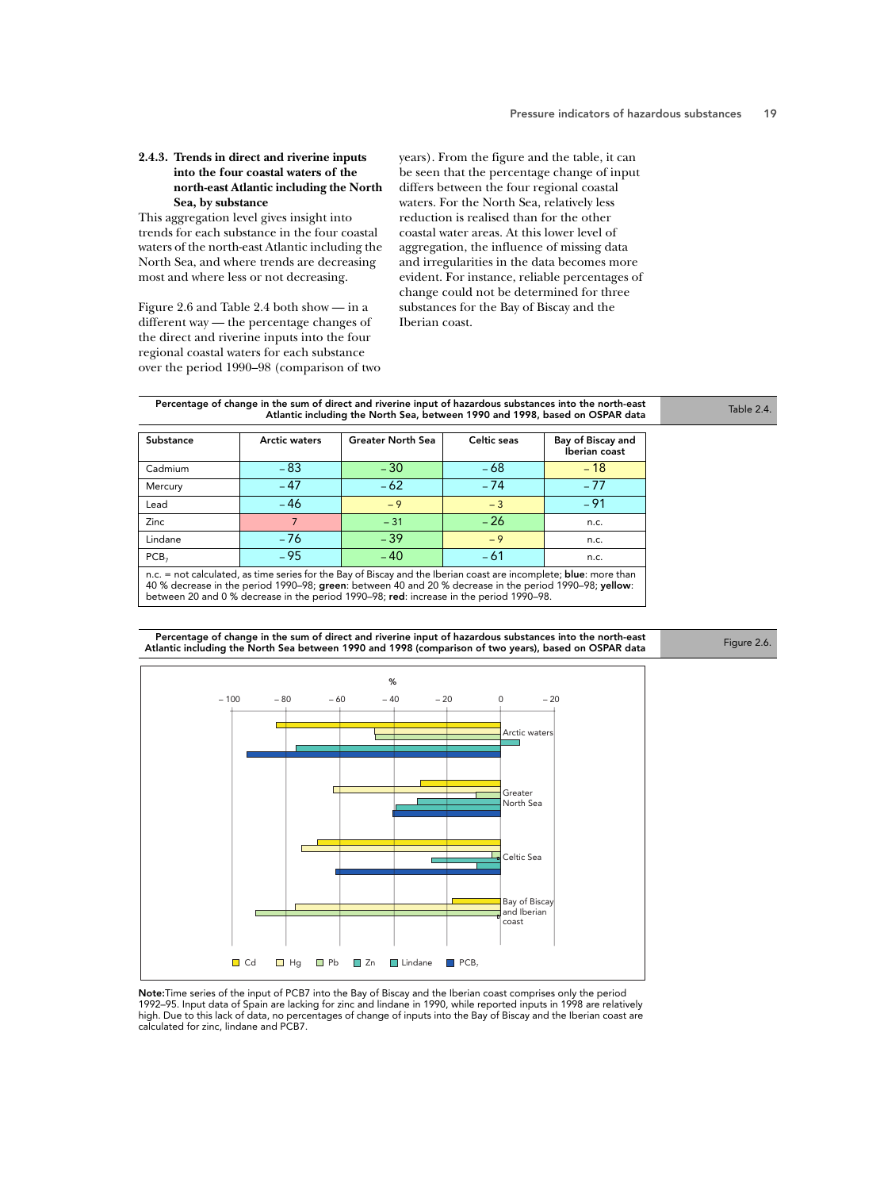### 2.4.3. Trends in direct and riverine inputs into the four coastal waters of the north-east Atlantic including the North Sea, by substance

This aggregation level gives insight into trends for each substance in the four coastal waters of the north-east Atlantic including the North Sea, and where trends are decreasing most and where less or not decreasing.

Figure 2.6 and Table 2.4 both show — in a different way — the percentage changes of the direct and riverine inputs into the four regional coastal waters for each substance over the period 1990–98 (comparison of two years). From the figure and the table, it can be seen that the percentage change of input differs between the four regional coastal waters. For the North Sea, relatively less reduction is realised than for the other coastal water areas. At this lower level of aggregation, the influence of missing data and irregularities in the data becomes more evident. For instance, reliable percentages of change could not be determined for three substances for the Bay of Biscay and the Iberian coast.

**Table 2.4.** Percentage of change in the sum of direct and riverine input of hazardous substances into the north-east Atlantic including the North Sea, between 1990 and 1998, based on OSPAR data

| Substance | Arctic waters | Greater North Sea | Celtic seas | Bay of Biscay and Iberian coast |
|---|---|---|---|---|
| Cadmium | – 83 | – 30 | – 68 | – 18 |
| Mercury | – 47 | – 62 | – 74 | – 77 |
| Lead | – 46 | – 9 | – 3 | – 91 |
| Zinc | 7 | – 31 | – 26 | n.c. |
| Lindane | – 76 | – 39 | – 9 | n.c. |
| $PCB_7$ | – 95 | – 40 | – 61 | n.c. |

n.c. = not calculated, as time series for the Bay of Biscay and the Iberian coast are incomplete; **blue**: more than 40 % decrease in the period 1990–98; **green**: between 40 and 20 % decrease in the period 1990–98; **yellow**: between 20 and 0 % decrease in the period 1990–98; **red**: increase in the period 1990–98.

**Figure 2.6.** Percentage of change in the sum of direct and riverine input of hazardous substances into the north-east Atlantic including the North Sea between 1990 and 1998 (comparison of two years), based on OSPAR data

%

– 100 – 80 – 60 – 40 – 20 0 – 20

Arctic waters

Greater North Sea

Celtic Sea

Bay of Biscay and Iberian coast

Cd Hg Pb Zn Lindane $PCB_7$

**Note:** Time series of the input of PCB7 into the Bay of Biscay and the Iberian coast comprises only the period 1992–95. Input data of Spain are lacking for zinc and lindane in 1990, while reported inputs in 1998 are relatively high. Due to this lack of data, no percentages of change of inputs into the Bay of Biscay and the Iberian coast are calculated for zinc, lindane and PCB7.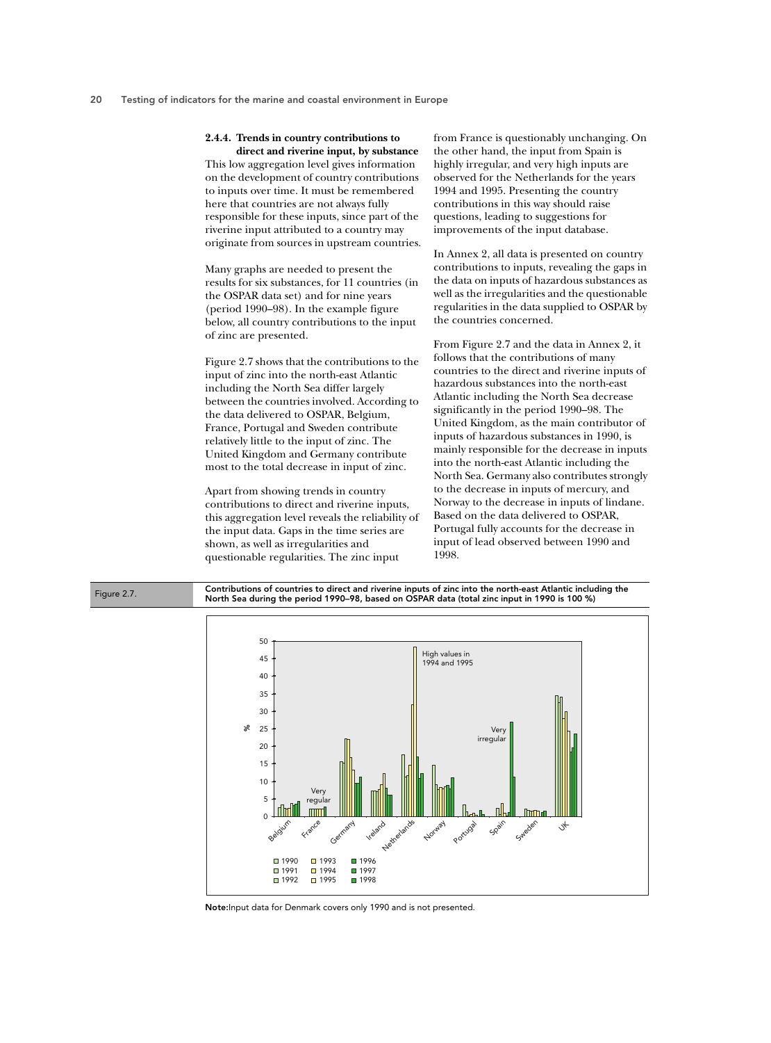### 2.4.4. Trends in country contributions to direct and riverine input, by substance

This low aggregation level gives information on the development of country contributions to inputs over time. It must be remembered here that countries are not always fully responsible for these inputs, since part of the riverine input attributed to a country may originate from sources in upstream countries.

Many graphs are needed to present the results for six substances, for 11 countries (in the OSPAR data set) and for nine years (period 1990–98). In the example figure below, all country contributions to the input of zinc are presented.

Figure 2.7 shows that the contributions to the input of zinc into the north-east Atlantic including the North Sea differ largely between the countries involved. According to the data delivered to OSPAR, Belgium, France, Portugal and Sweden contribute relatively little to the input of zinc. The United Kingdom and Germany contribute most to the total decrease in input of zinc.

Apart from showing trends in country contributions to direct and riverine inputs, this aggregation level reveals the reliability of the input data. Gaps in the time series are shown, as well as irregularities and questionable regularities. The zinc input from France is questionably unchanging. On the other hand, the input from Spain is highly irregular, and very high inputs are observed for the Netherlands for the years 1994 and 1995. Presenting the country contributions in this way should raise questions, leading to suggestions for improvements of the input database.

In Annex 2, all data is presented on country contributions to inputs, revealing the gaps in the data on inputs of hazardous substances as well as the irregularities and the questionable regularities in the data supplied to OSPAR by the countries concerned.

From Figure 2.7 and the data in Annex 2, it follows that the contributions of many countries to the direct and riverine inputs of hazardous substances into the north-east Atlantic including the North Sea decrease significantly in the period 1990–98. The United Kingdom, as the main contributor of inputs of hazardous substances in 1990, is mainly responsible for the decrease in inputs into the north-east Atlantic including the North Sea. Germany also contributes strongly to the decrease in inputs of mercury, and Norway to the decrease in inputs of lindane. Based on the data delivered to OSPAR, Portugal fully accounts for the decrease in input of lead observed between 1990 and 1998.

Figure 2.7. **Contributions of countries to direct and riverine inputs of zinc into the north-east Atlantic including the North Sea during the period 1990–98, based on OSPAR data (total zinc input in 1990 is 100 %)**

%
50
45
40
35
30
25
20
15
10
5
0

Very regular
High values in 1994 and 1995
Very irregular

Belgium
France
Germany
Ireland
Netherlands
Norway
Portugal
Spain
Sweden
UK

1990
1991
1992
1993
1994
1995
1996
1997
1998

**Note:** Input data for Denmark covers only 1990 and is not presented.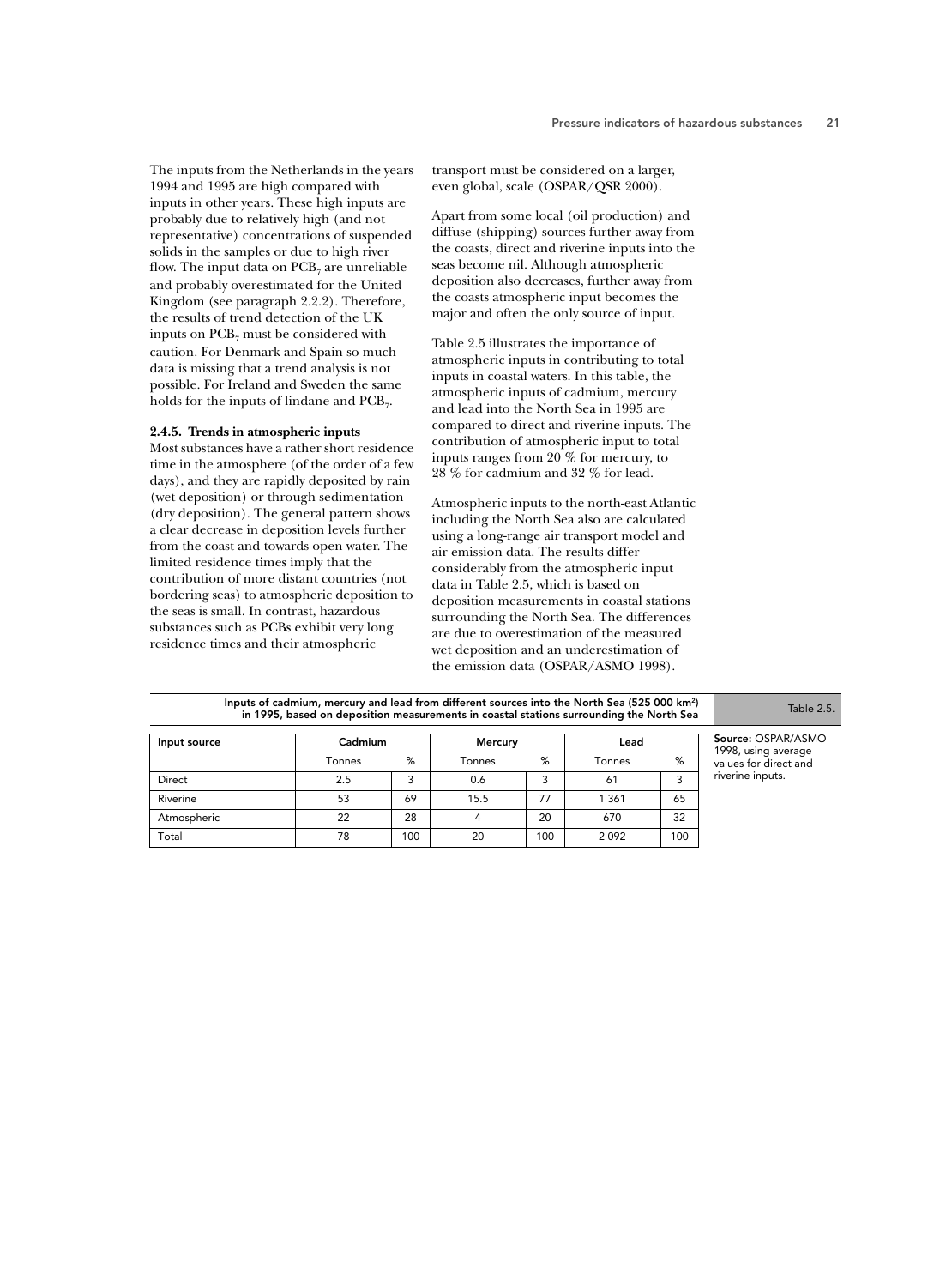The inputs from the Netherlands in the years 1994 and 1995 are high compared with inputs in other years. These high inputs are probably due to relatively high (and not representative) concentrations of suspended solids in the samples or due to high river flow. The input data on $PCB_7$ are unreliable and probably overestimated for the United Kingdom (see paragraph 2.2.2). Therefore, the results of trend detection of the UK inputs on $PCB_7$ must be considered with caution. For Denmark and Spain so much data is missing that a trend analysis is not possible. For Ireland and Sweden the same holds for the inputs of lindane and $PCB_7$.

### 2.4.5. Trends in atmospheric inputs

Most substances have a rather short residence time in the atmosphere (of the order of a few days), and they are rapidly deposited by rain (wet deposition) or through sedimentation (dry deposition). The general pattern shows a clear decrease in deposition levels further from the coast and towards open water. The limited residence times imply that the contribution of more distant countries (not bordering seas) to atmospheric deposition to the seas is small. In contrast, hazardous substances such as PCBs exhibit very long residence times and their atmospheric transport must be considered on a larger, even global, scale (OSPAR/QSR 2000).

Apart from some local (oil production) and diffuse (shipping) sources further away from the coasts, direct and riverine inputs into the seas become nil. Although atmospheric deposition also decreases, further away from the coasts atmospheric input becomes the major and often the only source of input.

Table 2.5 illustrates the importance of atmospheric inputs in contributing to total inputs in coastal waters. In this table, the atmospheric inputs of cadmium, mercury and lead into the North Sea in 1995 are compared to direct and riverine inputs. The contribution of atmospheric input to total inputs ranges from 20 % for mercury, to 28 % for cadmium and 32 % for lead.

Atmospheric inputs to the north-east Atlantic including the North Sea also are calculated using a long-range air transport model and air emission data. The results differ considerably from the atmospheric input data in Table 2.5, which is based on deposition measurements in coastal stations surrounding the North Sea. The differences are due to overestimation of the measured wet deposition and an underestimation of the emission data (OSPAR/ASMO 1998).

**Inputs of cadmium, mercury and lead from different sources into the North Sea (525 000 km²) in 1995, based on deposition measurements in coastal stations surrounding the North Sea** — Table 2.5.

| Input source | Cadmium | | Mercury | | Lead | |
|---|---|---|---|---|---|---|
| | Tonnes | % | Tonnes | % | Tonnes | % |
| Direct | 2.5 | 3 | 0.6 | 3 | 61 | 3 |
| Riverine | 53 | 69 | 15.5 | 77 | 1 361 | 65 |
| Atmospheric | 22 | 28 | 4 | 20 | 670 | 32 |
| Total | 78 | 100 | 20 | 100 | 2 092 | 100 |

**Source:** OSPAR/ASMO 1998, using average values for direct and riverine inputs.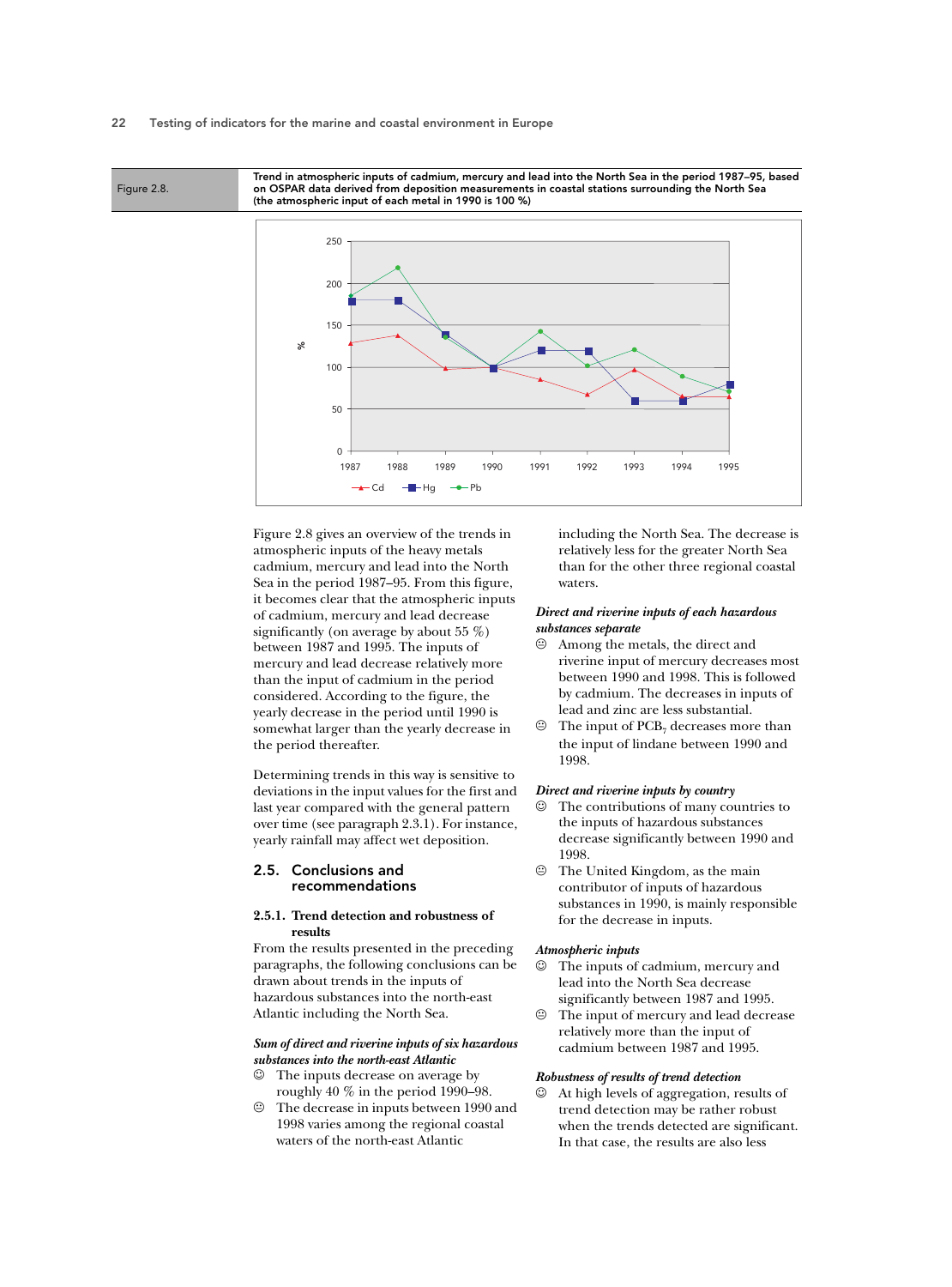Figure 2.8. Trend in atmospheric inputs of cadmium, mercury and lead into the North Sea in the period 1987–95, based on OSPAR data derived from deposition measurements in coastal stations surrounding the North Sea (the atmospheric input of each metal in 1990 is 100 %)

%

250
200
150
100
50
0

1987 1988 1989 1990 1991 1992 1993 1994 1995

Cd Hg Pb

Figure 2.8 gives an overview of the trends in atmospheric inputs of the heavy metals cadmium, mercury and lead into the North Sea in the period 1987–95. From this figure, it becomes clear that the atmospheric inputs of cadmium, mercury and lead decrease significantly (on average by about 55 %) between 1987 and 1995. The inputs of mercury and lead decrease relatively more than the input of cadmium in the period considered. According to the figure, the yearly decrease in the period until 1990 is somewhat larger than the yearly decrease in the period thereafter.

Determining trends in this way is sensitive to deviations in the input values for the first and last year compared with the general pattern over time (see paragraph 2.3.1). For instance, yearly rainfall may affect wet deposition.

## 2.5. Conclusions and recommendations

### 2.5.1. Trend detection and robustness of results

From the results presented in the preceding paragraphs, the following conclusions can be drawn about trends in the inputs of hazardous substances into the north-east Atlantic including the North Sea.

***Sum of direct and riverine inputs of six hazardous substances into the north-east Atlantic***

- ☺ The inputs decrease on average by roughly 40 % in the period 1990–98.
- ☹ The decrease in inputs between 1990 and 1998 varies among the regional coastal waters of the north-east Atlantic including the North Sea. The decrease is relatively less for the greater North Sea than for the other three regional coastal waters.

***Direct and riverine inputs of each hazardous substances separate***

- ☺ Among the metals, the direct and riverine input of mercury decreases most between 1990 and 1998. This is followed by cadmium. The decreases in inputs of lead and zinc are less substantial.
- ☺ The input of $PCB_7$ decreases more than the input of lindane between 1990 and 1998.

***Direct and riverine inputs by country***

- ☺ The contributions of many countries to the inputs of hazardous substances decrease significantly between 1990 and 1998.
- ☺ The United Kingdom, as the main contributor of inputs of hazardous substances in 1990, is mainly responsible for the decrease in inputs.

***Atmospheric inputs***

- ☺ The inputs of cadmium, mercury and lead into the North Sea decrease significantly between 1987 and 1995.
- ☺ The input of mercury and lead decrease relatively more than the input of cadmium between 1987 and 1995.

***Robustness of results of trend detection***

- ☺ At high levels of aggregation, results of trend detection may be rather robust when the trends detected are significant. In that case, the results are also less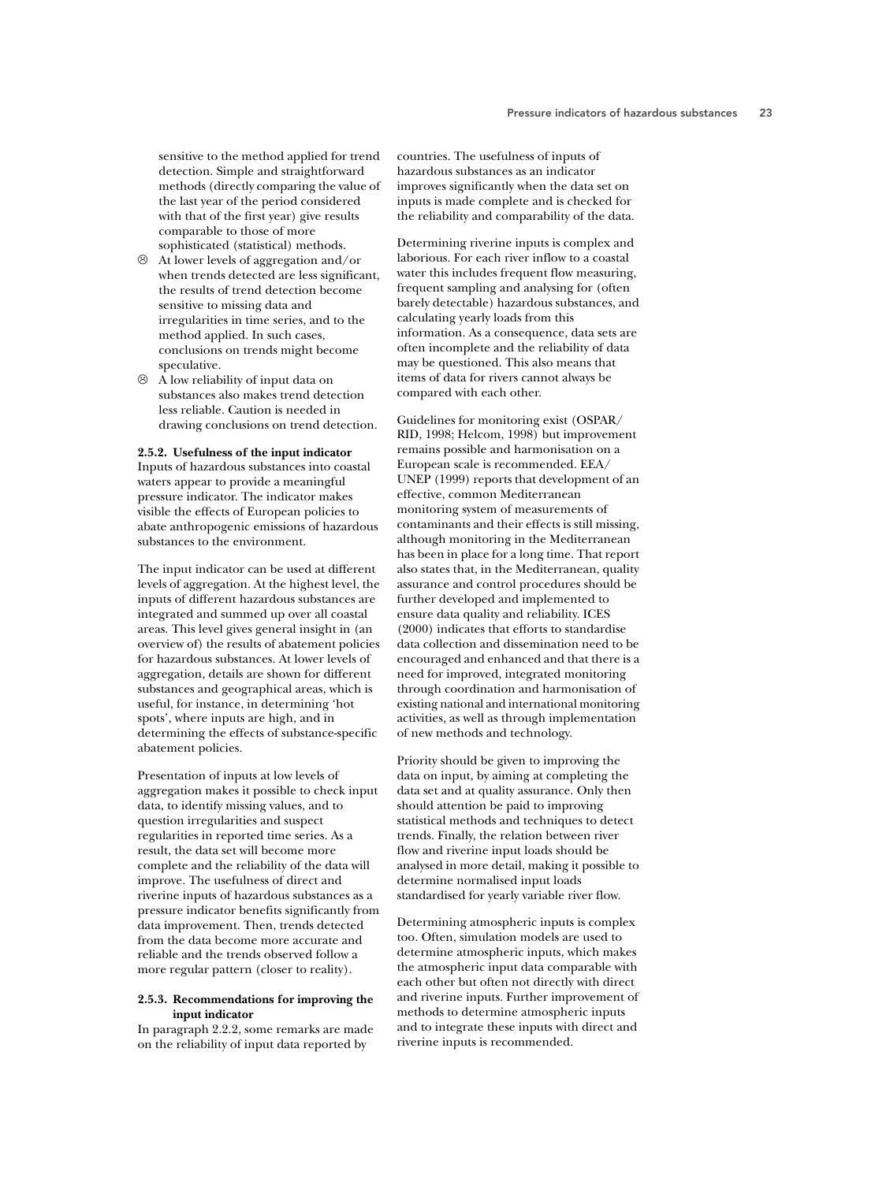sensitive to the method applied for trend detection. Simple and straightforward methods (directly comparing the value of the last year of the period considered with that of the first year) give results comparable to those of more sophisticated (statistical) methods.

- ☹ At lower levels of aggregation and/or when trends detected are less significant, the results of trend detection become sensitive to missing data and irregularities in time series, and to the method applied. In such cases, conclusions on trends might become speculative.
- ☹ A low reliability of input data on substances also makes trend detection less reliable. Caution is needed in drawing conclusions on trend detection.

### 2.5.2. Usefulness of the input indicator

Inputs of hazardous substances into coastal waters appear to provide a meaningful pressure indicator. The indicator makes visible the effects of European policies to abate anthropogenic emissions of hazardous substances to the environment.

The input indicator can be used at different levels of aggregation. At the highest level, the inputs of different hazardous substances are integrated and summed up over all coastal areas. This level gives general insight in (an overview of) the results of abatement policies for hazardous substances. At lower levels of aggregation, details are shown for different substances and geographical areas, which is useful, for instance, in determining 'hot spots', where inputs are high, and in determining the effects of substance-specific abatement policies.

Presentation of inputs at low levels of aggregation makes it possible to check input data, to identify missing values, and to question irregularities and suspect regularities in reported time series. As a result, the data set will become more complete and the reliability of the data will improve. The usefulness of direct and riverine inputs of hazardous substances as a pressure indicator benefits significantly from data improvement. Then, trends detected from the data become more accurate and reliable and the trends observed follow a more regular pattern (closer to reality).

### 2.5.3. Recommendations for improving the input indicator

In paragraph 2.2.2, some remarks are made on the reliability of input data reported by countries. The usefulness of inputs of hazardous substances as an indicator improves significantly when the data set on inputs is made complete and is checked for the reliability and comparability of the data.

Determining riverine inputs is complex and laborious. For each river inflow to a coastal water this includes frequent flow measuring, frequent sampling and analysing for (often barely detectable) hazardous substances, and calculating yearly loads from this information. As a consequence, data sets are often incomplete and the reliability of data may be questioned. This also means that items of data for rivers cannot always be compared with each other.

Guidelines for monitoring exist (OSPAR/RID, 1998; Helcom, 1998) but improvement remains possible and harmonisation on a European scale is recommended. EEA/UNEP (1999) reports that development of an effective, common Mediterranean monitoring system of measurements of contaminants and their effects is still missing, although monitoring in the Mediterranean has been in place for a long time. That report also states that, in the Mediterranean, quality assurance and control procedures should be further developed and implemented to ensure data quality and reliability. ICES (2000) indicates that efforts to standardise data collection and dissemination need to be encouraged and enhanced and that there is a need for improved, integrated monitoring through coordination and harmonisation of existing national and international monitoring activities, as well as through implementation of new methods and technology.

Priority should be given to improving the data on input, by aiming at completing the data set and at quality assurance. Only then should attention be paid to improving statistical methods and techniques to detect trends. Finally, the relation between river flow and riverine input loads should be analysed in more detail, making it possible to determine normalised input loads standardised for yearly variable river flow.

Determining atmospheric inputs is complex too. Often, simulation models are used to determine atmospheric inputs, which makes the atmospheric input data comparable with each other but often not directly with direct and riverine inputs. Further improvement of methods to determine atmospheric inputs and to integrate these inputs with direct and riverine inputs is recommended.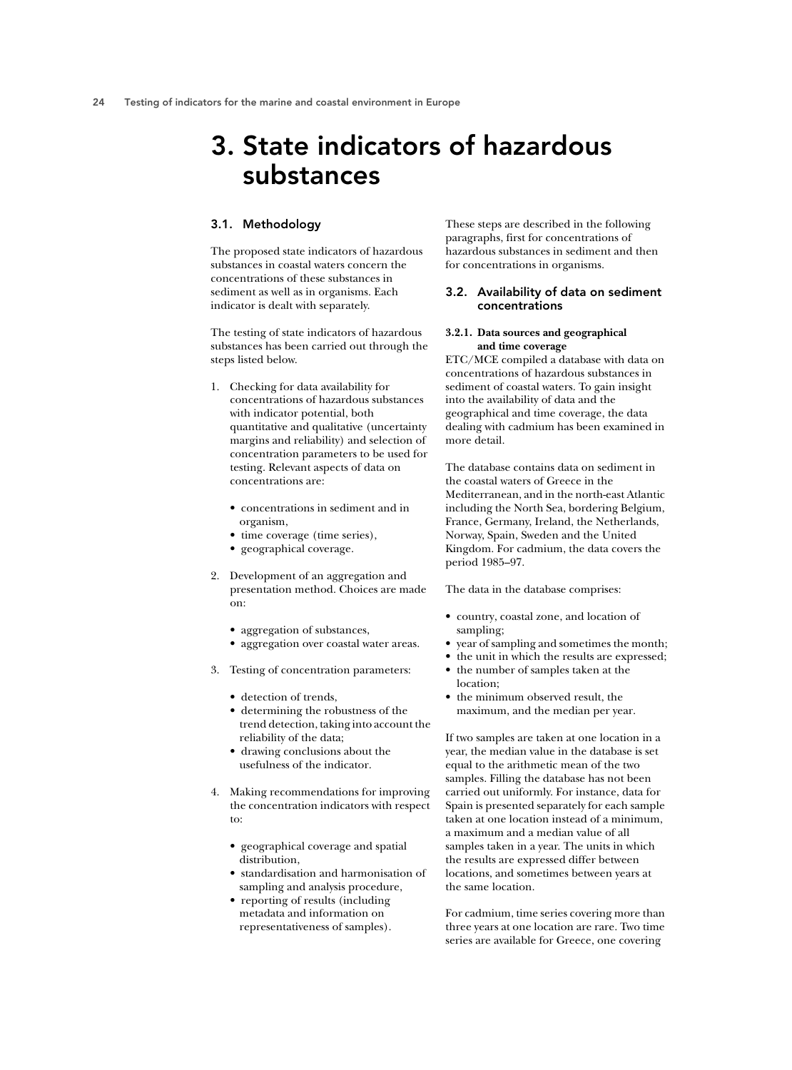# 3. State indicators of hazardous substances

## 3.1. Methodology

The proposed state indicators of hazardous substances in coastal waters concern the concentrations of these substances in sediment as well as in organisms. Each indicator is dealt with separately.

The testing of state indicators of hazardous substances has been carried out through the steps listed below.

1. Checking for data availability for concentrations of hazardous substances with indicator potential, both quantitative and qualitative (uncertainty margins and reliability) and selection of concentration parameters to be used for testing. Relevant aspects of data on concentrations are:
   - concentrations in sediment and in organism,
   - time coverage (time series),
   - geographical coverage.
2. Development of an aggregation and presentation method. Choices are made on:
   - aggregation of substances,
   - aggregation over coastal water areas.
3. Testing of concentration parameters:
   - detection of trends,
   - determining the robustness of the trend detection, taking into account the reliability of the data;
   - drawing conclusions about the usefulness of the indicator.
4. Making recommendations for improving the concentration indicators with respect to:
   - geographical coverage and spatial distribution,
   - standardisation and harmonisation of sampling and analysis procedure,
   - reporting of results (including metadata and information on representativeness of samples).

These steps are described in the following paragraphs, first for concentrations of hazardous substances in sediment and then for concentrations in organisms.

## 3.2. Availability of data on sediment concentrations

### 3.2.1. Data sources and geographical and time coverage

ETC/MCE compiled a database with data on concentrations of hazardous substances in sediment of coastal waters. To gain insight into the availability of data and the geographical and time coverage, the data dealing with cadmium has been examined in more detail.

The database contains data on sediment in the coastal waters of Greece in the Mediterranean, and in the north-east Atlantic including the North Sea, bordering Belgium, France, Germany, Ireland, the Netherlands, Norway, Spain, Sweden and the United Kingdom. For cadmium, the data covers the period 1985–97.

The data in the database comprises:

- country, coastal zone, and location of sampling;
- year of sampling and sometimes the month;
- the unit in which the results are expressed;
- the number of samples taken at the location;
- the minimum observed result, the maximum, and the median per year.

If two samples are taken at one location in a year, the median value in the database is set equal to the arithmetic mean of the two samples. Filling the database has not been carried out uniformly. For instance, data for Spain is presented separately for each sample taken at one location instead of a minimum, a maximum and a median value of all samples taken in a year. The units in which the results are expressed differ between locations, and sometimes between years at the same location.

For cadmium, time series covering more than three years at one location are rare. Two time series are available for Greece, one covering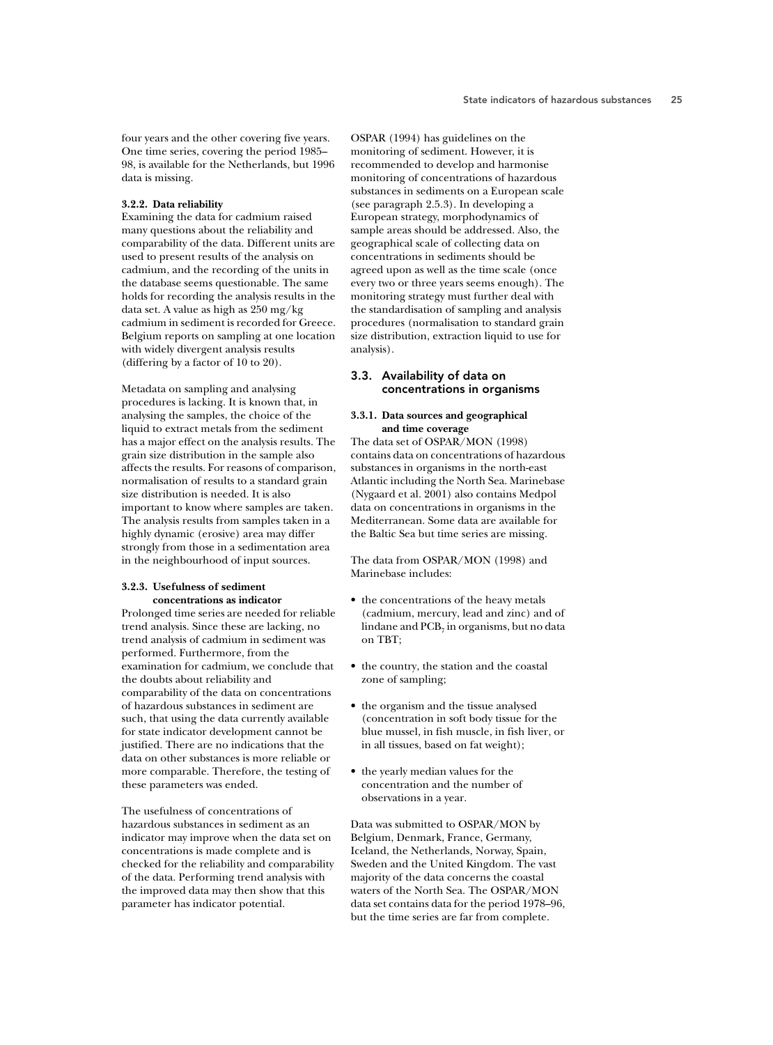four years and the other covering five years. One time series, covering the period 1985–98, is available for the Netherlands, but 1996 data is missing.

#### 3.2.2. Data reliability

Examining the data for cadmium raised many questions about the reliability and comparability of the data. Different units are used to present results of the analysis on cadmium, and the recording of the units in the database seems questionable. The same holds for recording the analysis results in the data set. A value as high as 250 mg/kg cadmium in sediment is recorded for Greece. Belgium reports on sampling at one location with widely divergent analysis results (differing by a factor of 10 to 20).

Metadata on sampling and analysing procedures is lacking. It is known that, in analysing the samples, the choice of the liquid to extract metals from the sediment has a major effect on the analysis results. The grain size distribution in the sample also affects the results. For reasons of comparison, normalisation of results to a standard grain size distribution is needed. It is also important to know where samples are taken. The analysis results from samples taken in a highly dynamic (erosive) area may differ strongly from those in a sedimentation area in the neighbourhood of input sources.

#### 3.2.3. Usefulness of sediment concentrations as indicator

Prolonged time series are needed for reliable trend analysis. Since these are lacking, no trend analysis of cadmium in sediment was performed. Furthermore, from the examination for cadmium, we conclude that the doubts about reliability and comparability of the data on concentrations of hazardous substances in sediment are such, that using the data currently available for state indicator development cannot be justified. There are no indications that the data on other substances is more reliable or more comparable. Therefore, the testing of these parameters was ended.

The usefulness of concentrations of hazardous substances in sediment as an indicator may improve when the data set on concentrations is made complete and is checked for the reliability and comparability of the data. Performing trend analysis with the improved data may then show that this parameter has indicator potential.

OSPAR (1994) has guidelines on the monitoring of sediment. However, it is recommended to develop and harmonise monitoring of concentrations of hazardous substances in sediments on a European scale (see paragraph 2.5.3). In developing a European strategy, morphodynamics of sample areas should be addressed. Also, the geographical scale of collecting data on concentrations in sediments should be agreed upon as well as the time scale (once every two or three years seems enough). The monitoring strategy must further deal with the standardisation of sampling and analysis procedures (normalisation to standard grain size distribution, extraction liquid to use for analysis).

### 3.3. Availability of data on concentrations in organisms

#### 3.3.1. Data sources and geographical and time coverage

The data set of OSPAR/MON (1998) contains data on concentrations of hazardous substances in organisms in the north-east Atlantic including the North Sea. Marinebase (Nygaard et al. 2001) also contains Medpol data on concentrations in organisms in the Mediterranean. Some data are available for the Baltic Sea but time series are missing.

The data from OSPAR/MON (1998) and Marinebase includes:

- the concentrations of the heavy metals (cadmium, mercury, lead and zinc) and of lindane and $PCB_7$ in organisms, but no data on TBT;
- the country, the station and the coastal zone of sampling;
- the organism and the tissue analysed (concentration in soft body tissue for the blue mussel, in fish muscle, in fish liver, or in all tissues, based on fat weight);
- the yearly median values for the concentration and the number of observations in a year.

Data was submitted to OSPAR/MON by Belgium, Denmark, France, Germany, Iceland, the Netherlands, Norway, Spain, Sweden and the United Kingdom. The vast majority of the data concerns the coastal waters of the North Sea. The OSPAR/MON data set contains data for the period 1978–96, but the time series are far from complete.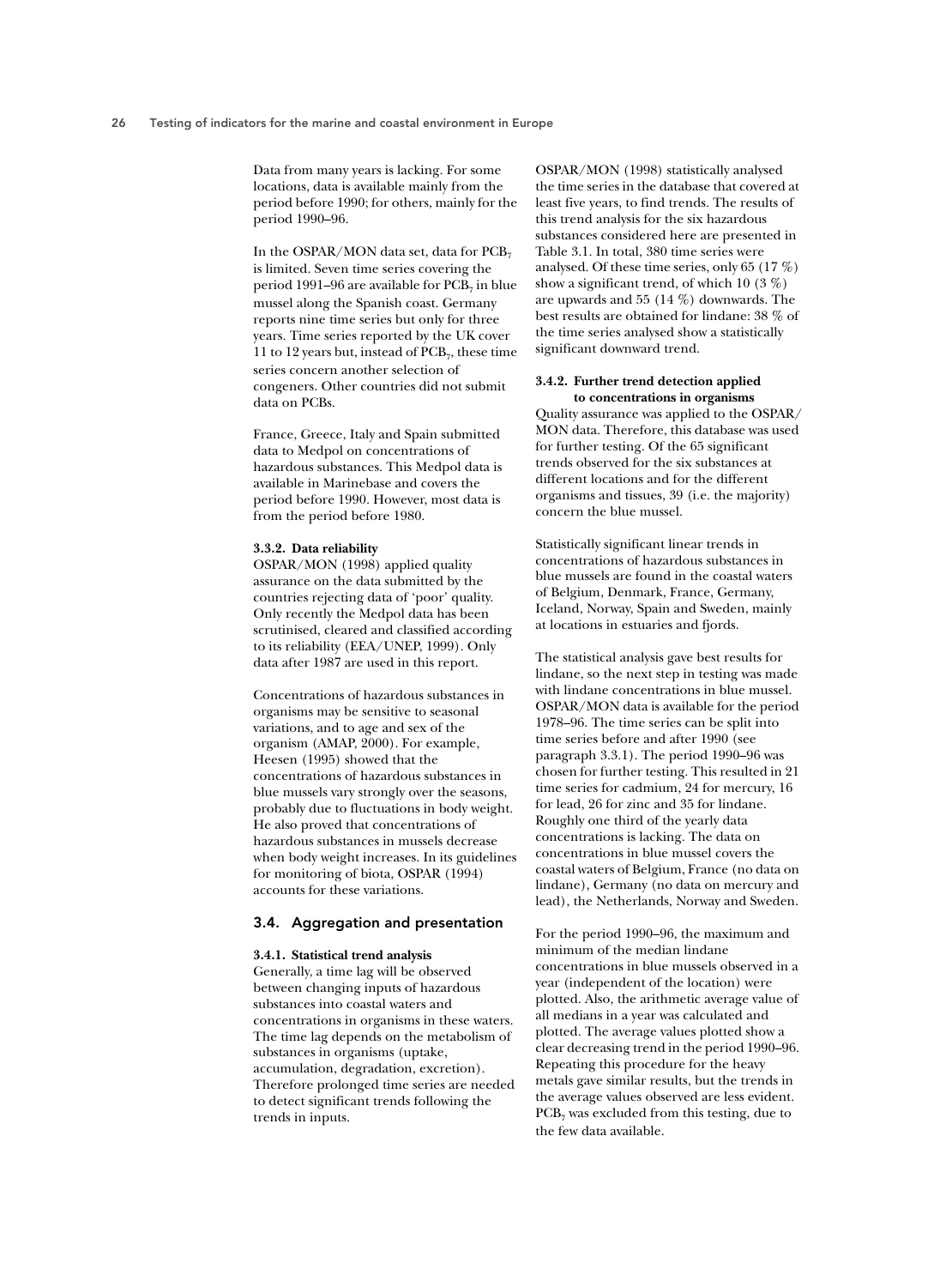Data from many years is lacking. For some locations, data is available mainly from the period before 1990; for others, mainly for the period 1990–96.

In the OSPAR/MON data set, data for $PCB_7$ is limited. Seven time series covering the period 1991–96 are available for $PCB_7$ in blue mussel along the Spanish coast. Germany reports nine time series but only for three years. Time series reported by the UK cover 11 to 12 years but, instead of $PCB_7$, these time series concern another selection of congeners. Other countries did not submit data on PCBs.

France, Greece, Italy and Spain submitted data to Medpol on concentrations of hazardous substances. This Medpol data is available in Marinebase and covers the period before 1990. However, most data is from the period before 1980.

#### 3.3.2. Data reliability

OSPAR/MON (1998) applied quality assurance on the data submitted by the countries rejecting data of 'poor' quality. Only recently the Medpol data has been scrutinised, cleared and classified according to its reliability (EEA/UNEP, 1999). Only data after 1987 are used in this report.

Concentrations of hazardous substances in organisms may be sensitive to seasonal variations, and to age and sex of the organism (AMAP, 2000). For example, Heesen (1995) showed that the concentrations of hazardous substances in blue mussels vary strongly over the seasons, probably due to fluctuations in body weight. He also proved that concentrations of hazardous substances in mussels decrease when body weight increases. In its guidelines for monitoring of biota, OSPAR (1994) accounts for these variations.

### 3.4. Aggregation and presentation

#### 3.4.1. Statistical trend analysis

Generally, a time lag will be observed between changing inputs of hazardous substances into coastal waters and concentrations in organisms in these waters. The time lag depends on the metabolism of substances in organisms (uptake, accumulation, degradation, excretion). Therefore prolonged time series are needed to detect significant trends following the trends in inputs.

OSPAR/MON (1998) statistically analysed the time series in the database that covered at least five years, to find trends. The results of this trend analysis for the six hazardous substances considered here are presented in Table 3.1. In total, 380 time series were analysed. Of these time series, only 65 (17 %) show a significant trend, of which 10 (3 %) are upwards and 55 (14 %) downwards. The best results are obtained for lindane: 38 % of the time series analysed show a statistically significant downward trend.

#### 3.4.2. Further trend detection applied to concentrations in organisms

Quality assurance was applied to the OSPAR/MON data. Therefore, this database was used for further testing. Of the 65 significant trends observed for the six substances at different locations and for the different organisms and tissues, 39 (i.e. the majority) concern the blue mussel.

Statistically significant linear trends in concentrations of hazardous substances in blue mussels are found in the coastal waters of Belgium, Denmark, France, Germany, Iceland, Norway, Spain and Sweden, mainly at locations in estuaries and fjords.

The statistical analysis gave best results for lindane, so the next step in testing was made with lindane concentrations in blue mussel. OSPAR/MON data is available for the period 1978–96. The time series can be split into time series before and after 1990 (see paragraph 3.3.1). The period 1990–96 was chosen for further testing. This resulted in 21 time series for cadmium, 24 for mercury, 16 for lead, 26 for zinc and 35 for lindane. Roughly one third of the yearly data concentrations is lacking. The data on concentrations in blue mussel covers the coastal waters of Belgium, France (no data on lindane), Germany (no data on mercury and lead), the Netherlands, Norway and Sweden.

For the period 1990–96, the maximum and minimum of the median lindane concentrations in blue mussels observed in a year (independent of the location) were plotted. Also, the arithmetic average value of all medians in a year was calculated and plotted. The average values plotted show a clear decreasing trend in the period 1990–96. Repeating this procedure for the heavy metals gave similar results, but the trends in the average values observed are less evident. $PCB_7$ was excluded from this testing, due to the few data available.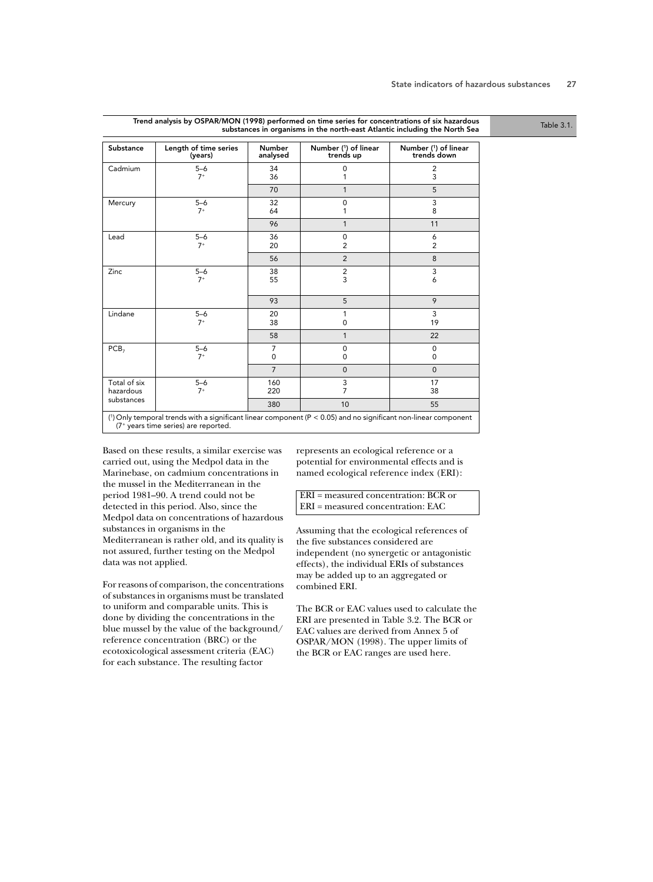Table 3.1. Trend analysis by OSPAR/MON (1998) performed on time series for concentrations of six hazardous substances in organisms in the north-east Atlantic including the North Sea

| Substance | Length of time series (years) | Number analysed | Number (1) of linear trends up | Number (1) of linear trends down |
|---|---|---|---|---|
| Cadmium | 5–6 | 34 | 0 | 2 |
| | 7+ | 36 | 1 | 3 |
| | | 70 | 1 | 5 |
| Mercury | 5–6 | 32 | 0 | 3 |
| | 7+ | 64 | 1 | 8 |
| | | 96 | 1 | 11 |
| Lead | 5–6 | 36 | 0 | 6 |
| | 7+ | 20 | 2 | 2 |
| | | 56 | 2 | 8 |
| Zinc | 5–6 | 38 | 2 | 3 |
| | 7+ | 55 | 3 | 6 |
| | | 93 | 5 | 9 |
| Lindane | 5–6 | 20 | 1 | 3 |
| | 7+ | 38 | 0 | 19 |
| | | 58 | 1 | 22 |
| $PCB_7$ | 5–6 | 7 | 0 | 0 |
| | 7+ | 0 | 0 | 0 |
| | | 7 | 0 | 0 |
| Total of six hazardous substances | 5–6 | 160 | 3 | 17 |
| | 7+ | 220 | 7 | 38 |
| | | 380 | 10 | 55 |

(1) Only temporal trends with a significant linear component ($P < 0.05$) and no significant non-linear component (7+ years time series) are reported.

Based on these results, a similar exercise was carried out, using the Medpol data in the Marinebase, on cadmium concentrations in the mussel in the Mediterranean in the period 1981–90. A trend could not be detected in this period. Also, since the Medpol data on concentrations of hazardous substances in organisms in the Mediterranean is rather old, and its quality is not assured, further testing on the Medpol data was not applied.

For reasons of comparison, the concentrations of substances in organisms must be translated to uniform and comparable units. This is done by dividing the concentrations in the blue mussel by the value of the background/reference concentration (BRC) or the ecotoxicological assessment criteria (EAC) for each substance. The resulting factor represents an ecological reference or a potential for environmental effects and is named ecological reference index (ERI):

ERI = measured concentration: BCR or
ERI = measured concentration: EAC

Assuming that the ecological references of the five substances considered are independent (no synergetic or antagonistic effects), the individual ERIs of substances may be added up to an aggregated or combined ERI.

The BCR or EAC values used to calculate the ERI are presented in Table 3.2. The BCR or EAC values are derived from Annex 5 of OSPAR/MON (1998). The upper limits of the BCR or EAC ranges are used here.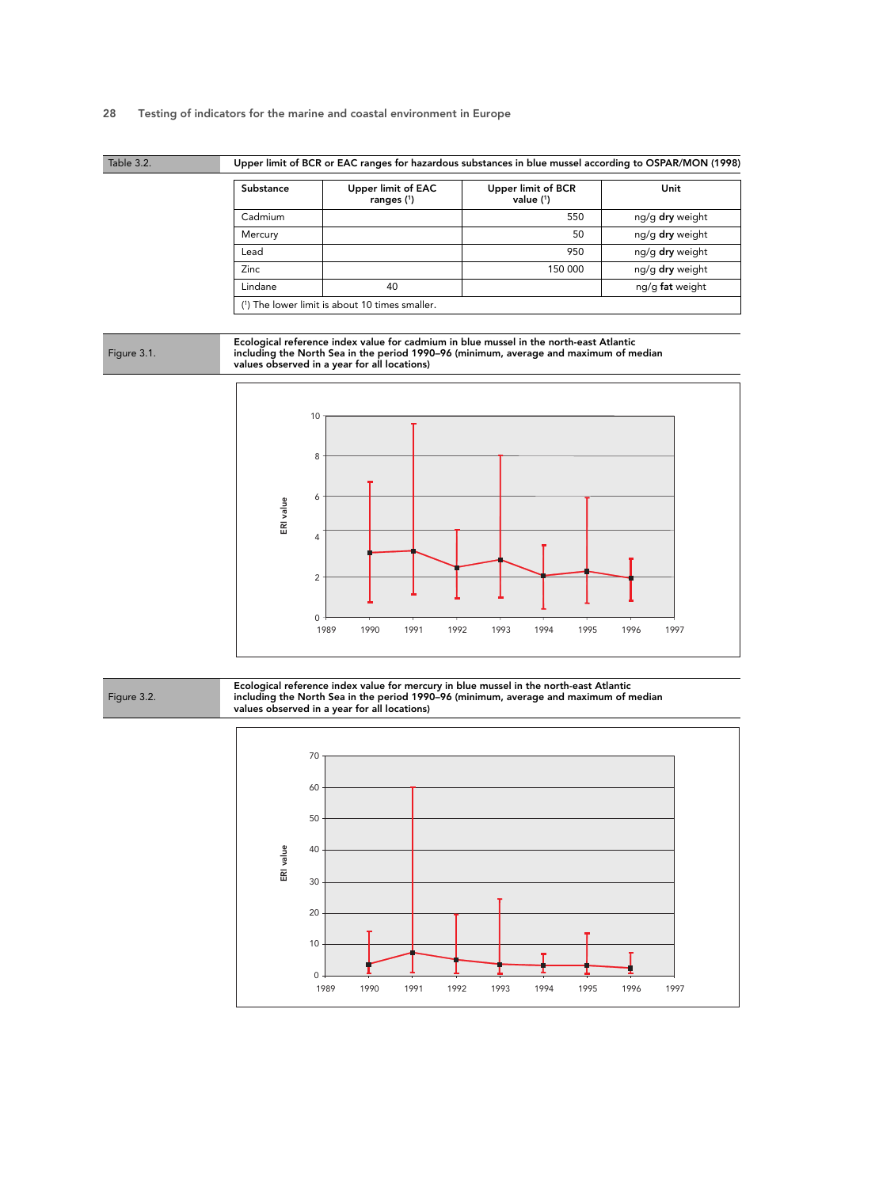Table 3.2. **Upper limit of BCR or EAC ranges for hazardous substances in blue mussel according to OSPAR/MON (1998)**

| Substance | Upper limit of EAC ranges ([1]) | Upper limit of BCR value ([1]) | Unit |
|---|---|---|---|
| Cadmium | | 550 | ng/g **dry** weight |
| Mercury | | 50 | ng/g **dry** weight |
| Lead | | 950 | ng/g **dry** weight |
| Zinc | | 150 000 | ng/g **dry** weight |
| Lindane | 40 | | ng/g **fat** weight |

([1]) The lower limit is about 10 times smaller.

Figure 3.1. **Ecological reference index value for cadmium in blue mussel in the north-east Atlantic including the North Sea in the period 1990–96 (minimum, average and maximum of median values observed in a year for all locations)**

ERI value

10
8
6
4
2
0

1989 1990 1991 1992 1993 1994 1995 1996 1997

Figure 3.2. **Ecological reference index value for mercury in blue mussel in the north-east Atlantic including the North Sea in the period 1990–96 (minimum, average and maximum of median values observed in a year for all locations)**

ERI value

70
60
50
40
30
20
10
0

1989 1990 1991 1992 1993 1994 1995 1996 1997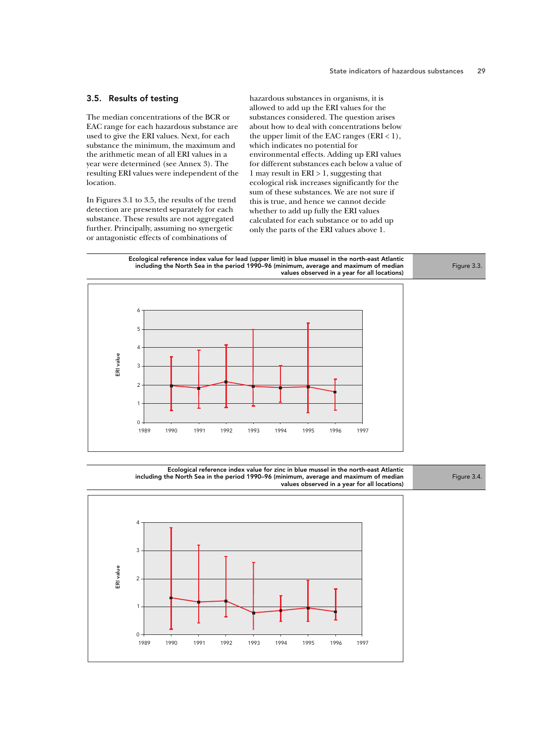## 3.5. Results of testing

The median concentrations of the BCR or EAC range for each hazardous substance are used to give the ERI values. Next, for each substance the minimum, the maximum and the arithmetic mean of all ERI values in a year were determined (see Annex 3). The resulting ERI values were independent of the location.

In Figures 3.1 to 3.5, the results of the trend detection are presented separately for each substance. These results are not aggregated further. Principally, assuming no synergetic or antagonistic effects of combinations of hazardous substances in organisms, it is allowed to add up the ERI values for the substances considered. The question arises about how to deal with concentrations below the upper limit of the EAC ranges (ERI < 1), which indicates no potential for environmental effects. Adding up ERI values for different substances each below a value of 1 may result in ERI > 1, suggesting that ecological risk increases significantly for the sum of these substances. We are not sure if this is true, and hence we cannot decide whether to add up fully the ERI values calculated for each substance or to add up only the parts of the ERI values above 1.

**Figure 3.3.** Ecological reference index value for lead (upper limit) in blue mussel in the north-east Atlantic including the North Sea in the period 1990–96 (minimum, average and maximum of median values observed in a year for all locations)

ERI value

0
1
2
3
4
5
6

1989 1990 1991 1992 1993 1994 1995 1996 1997

**Figure 3.4.** Ecological reference index value for zinc in blue mussel in the north-east Atlantic including the North Sea in the period 1990–96 (minimum, average and maximum of median values observed in a year for all locations)

ERI value

0
1
2
3
4

1989 1990 1991 1992 1993 1994 1995 1996 1997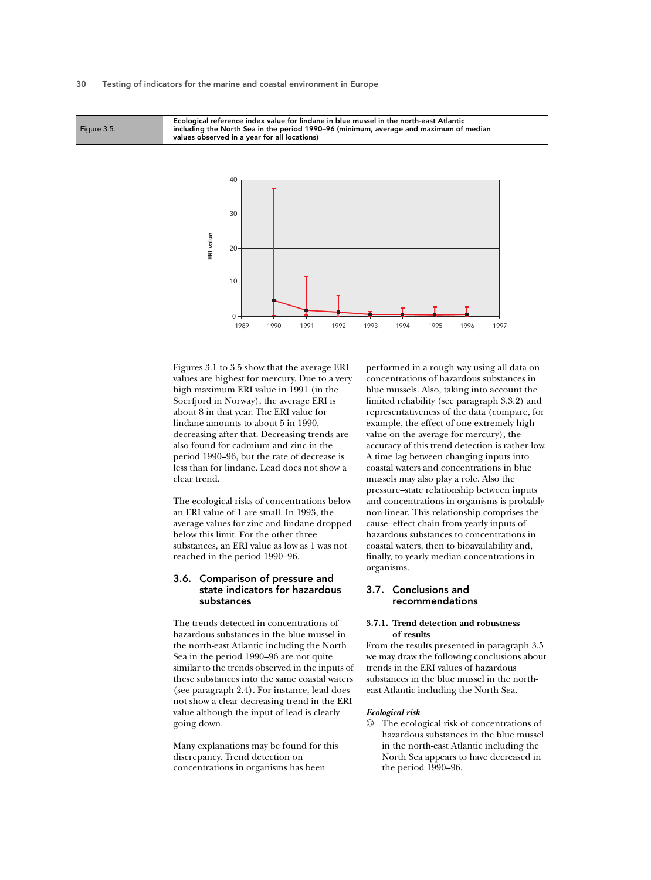Figure 3.5. Ecological reference index value for lindane in blue mussel in the north-east Atlantic including the North Sea in the period 1990–96 (minimum, average and maximum of median values observed in a year for all locations)

ERI value

40
30
20
10
0

1989 1990 1991 1992 1993 1994 1995 1996 1997

Figures 3.1 to 3.5 show that the average ERI values are highest for mercury. Due to a very high maximum ERI value in 1991 (in the Soerfjord in Norway), the average ERI is about 8 in that year. The ERI value for lindane amounts to about 5 in 1990, decreasing after that. Decreasing trends are also found for cadmium and zinc in the period 1990–96, but the rate of decrease is less than for lindane. Lead does not show a clear trend.

The ecological risks of concentrations below an ERI value of 1 are small. In 1993, the average values for zinc and lindane dropped below this limit. For the other three substances, an ERI value as low as 1 was not reached in the period 1990–96.

## 3.6. Comparison of pressure and state indicators for hazardous substances

The trends detected in concentrations of hazardous substances in the blue mussel in the north-east Atlantic including the North Sea in the period 1990–96 are not quite similar to the trends observed in the inputs of these substances into the same coastal waters (see paragraph 2.4). For instance, lead does not show a clear decreasing trend in the ERI value although the input of lead is clearly going down.

Many explanations may be found for this discrepancy. Trend detection on concentrations in organisms has been performed in a rough way using all data on concentrations of hazardous substances in blue mussels. Also, taking into account the limited reliability (see paragraph 3.3.2) and representativeness of the data (compare, for example, the effect of one extremely high value on the average for mercury), the accuracy of this trend detection is rather low. A time lag between changing inputs into coastal waters and concentrations in blue mussels may also play a role. Also the pressure–state relationship between inputs and concentrations in organisms is probably non-linear. This relationship comprises the cause–effect chain from yearly inputs of hazardous substances to concentrations in coastal waters, then to bioavailability and, finally, to yearly median concentrations in organisms.

## 3.7. Conclusions and recommendations

### 3.7.1. Trend detection and robustness of results

From the results presented in paragraph 3.5 we may draw the following conclusions about trends in the ERI values of hazardous substances in the blue mussel in the north-east Atlantic including the North Sea.

***Ecological risk***

☺ The ecological risk of concentrations of hazardous substances in the blue mussel in the north-east Atlantic including the North Sea appears to have decreased in the period 1990–96.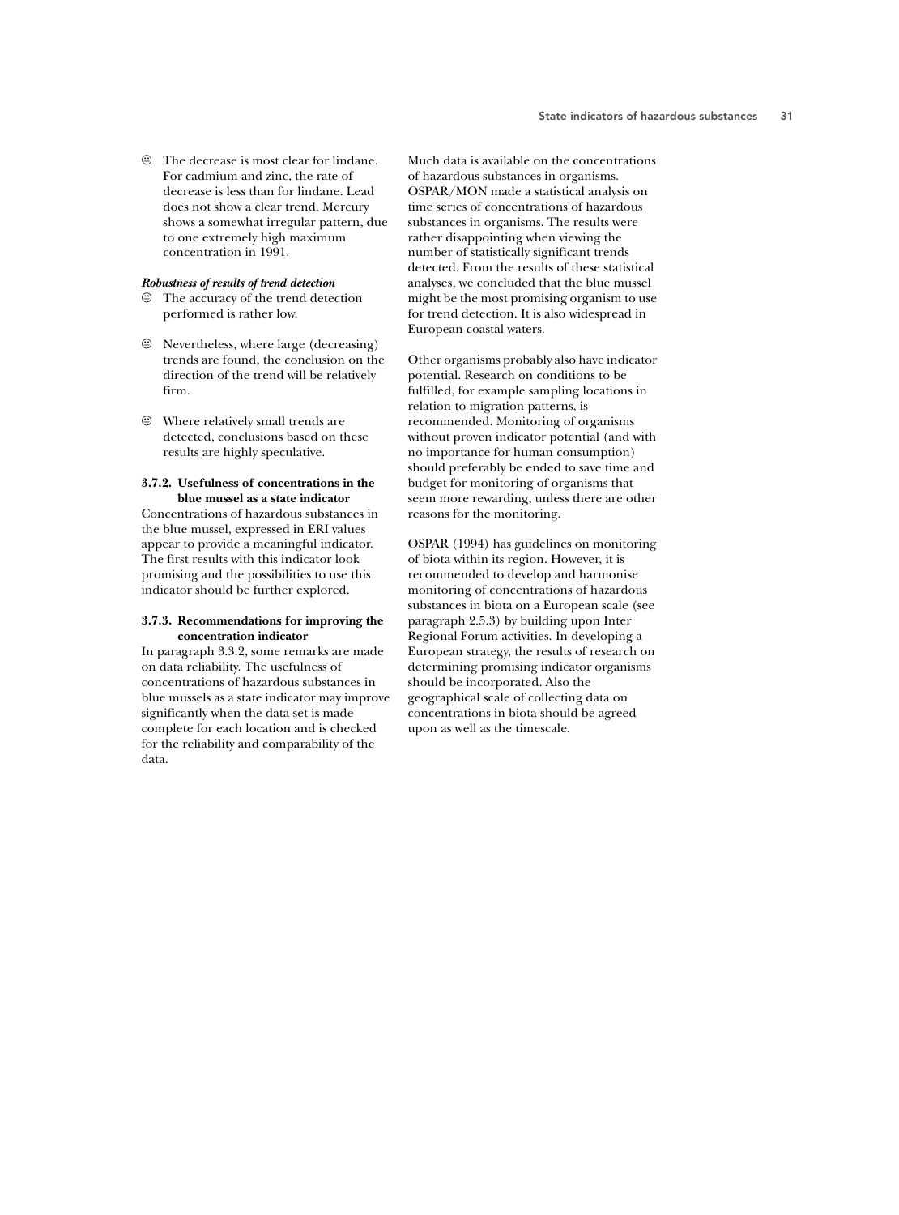- ☹ The decrease is most clear for lindane. For cadmium and zinc, the rate of decrease is less than for lindane. Lead does not show a clear trend. Mercury shows a somewhat irregular pattern, due to one extremely high maximum concentration in 1991.

***Robustness of results of trend detection***

- ☹ The accuracy of the trend detection performed is rather low.

- ☹ Nevertheless, where large (decreasing) trends are found, the conclusion on the direction of the trend will be relatively firm.

- ☹ Where relatively small trends are detected, conclusions based on these results are highly speculative.

### 3.7.2. Usefulness of concentrations in the blue mussel as a state indicator

Concentrations of hazardous substances in the blue mussel, expressed in ERI values appear to provide a meaningful indicator. The first results with this indicator look promising and the possibilities to use this indicator should be further explored.

### 3.7.3. Recommendations for improving the concentration indicator

In paragraph 3.3.2, some remarks are made on data reliability. The usefulness of concentrations of hazardous substances in blue mussels as a state indicator may improve significantly when the data set is made complete for each location and is checked for the reliability and comparability of the data.

Much data is available on the concentrations of hazardous substances in organisms. OSPAR/MON made a statistical analysis on time series of concentrations of hazardous substances in organisms. The results were rather disappointing when viewing the number of statistically significant trends detected. From the results of these statistical analyses, we concluded that the blue mussel might be the most promising organism to use for trend detection. It is also widespread in European coastal waters.

Other organisms probably also have indicator potential. Research on conditions to be fulfilled, for example sampling locations in relation to migration patterns, is recommended. Monitoring of organisms without proven indicator potential (and with no importance for human consumption) should preferably be ended to save time and budget for monitoring of organisms that seem more rewarding, unless there are other reasons for the monitoring.

OSPAR (1994) has guidelines on monitoring of biota within its region. However, it is recommended to develop and harmonise monitoring of concentrations of hazardous substances in biota on a European scale (see paragraph 2.5.3) by building upon Inter Regional Forum activities. In developing a European strategy, the results of research on determining promising indicator organisms should be incorporated. Also the geographical scale of collecting data on concentrations in biota should be agreed upon as well as the timescale.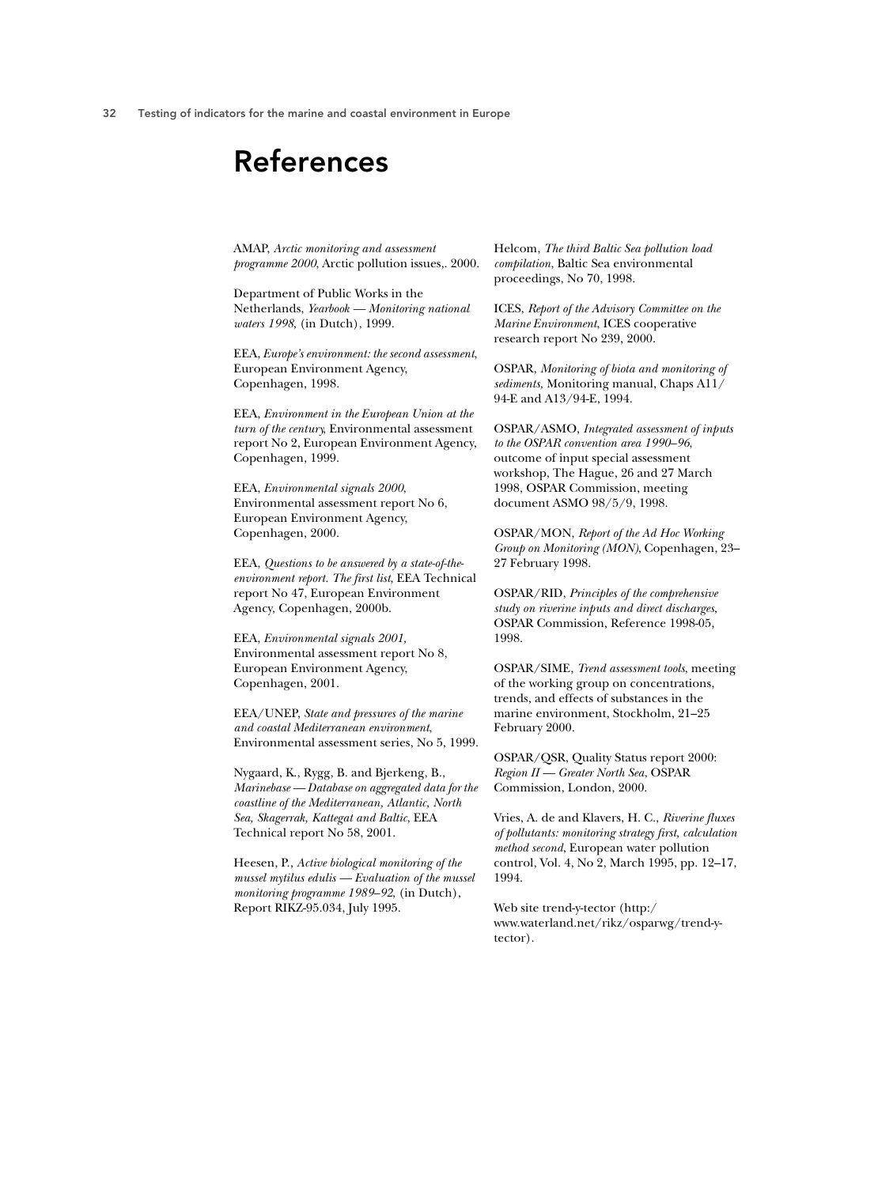# References

AMAP, *Arctic monitoring and assessment programme 2000*, Arctic pollution issues,. 2000.

Department of Public Works in the Netherlands, *Yearbook — Monitoring national waters 1998*, (in Dutch), 1999.

EEA, *Europe's environment: the second assessment*, European Environment Agency, Copenhagen, 1998.

EEA, *Environment in the European Union at the turn of the century*, Environmental assessment report No 2, European Environment Agency, Copenhagen, 1999.

EEA, *Environmental signals 2000*, Environmental assessment report No 6, European Environment Agency, Copenhagen, 2000.

EEA, *Questions to be answered by a state-of-the-environment report. The first list*, EEA Technical report No 47, European Environment Agency, Copenhagen, 2000b.

EEA, *Environmental signals 2001,* Environmental assessment report No 8, European Environment Agency, Copenhagen, 2001.

EEA/UNEP, *State and pressures of the marine and coastal Mediterranean environment*, Environmental assessment series, No 5, 1999.

Nygaard, K., Rygg, B. and Bjerkeng, B., *Marinebase — Database on aggregated data for the coastline of the Mediterranean, Atlantic, North Sea, Skagerrak, Kattegat and Baltic*, EEA Technical report No 58, 2001.

Heesen, P., *Active biological monitoring of the mussel mytilus edulis — Evaluation of the mussel monitoring programme 1989–92*, (in Dutch), Report RIKZ-95.034, July 1995.

Helcom, *The third Baltic Sea pollution load compilation*, Baltic Sea environmental proceedings, No 70, 1998.

ICES, *Report of the Advisory Committee on the Marine Environment*, ICES cooperative research report No 239, 2000.

OSPAR, *Monitoring of biota and monitoring of sediments*, Monitoring manual, Chaps A11/94-E and A13/94-E, 1994.

OSPAR/ASMO, *Integrated assessment of inputs to the OSPAR convention area 1990–96*, outcome of input special assessment workshop, The Hague, 26 and 27 March 1998, OSPAR Commission, meeting document ASMO 98/5/9, 1998.

OSPAR/MON, *Report of the Ad Hoc Working Group on Monitoring (MON)*, Copenhagen, 23–27 February 1998.

OSPAR/RID, *Principles of the comprehensive study on riverine inputs and direct discharges*, OSPAR Commission, Reference 1998-05, 1998.

OSPAR/SIME, *Trend assessment tools*, meeting of the working group on concentrations, trends, and effects of substances in the marine environment, Stockholm, 21–25 February 2000.

OSPAR/QSR, Quality Status report 2000: *Region II — Greater North Sea*, OSPAR Commission, London, 2000.

Vries, A. de and Klavers, H. C., *Riverine fluxes of pollutants: monitoring strategy first, calculation method second*, European water pollution control, Vol. 4, No 2, March 1995, pp. 12–17, 1994.

Web site trend-y-tector (http:/ www.waterland.net/rikz/osparwg/trend-y-tector).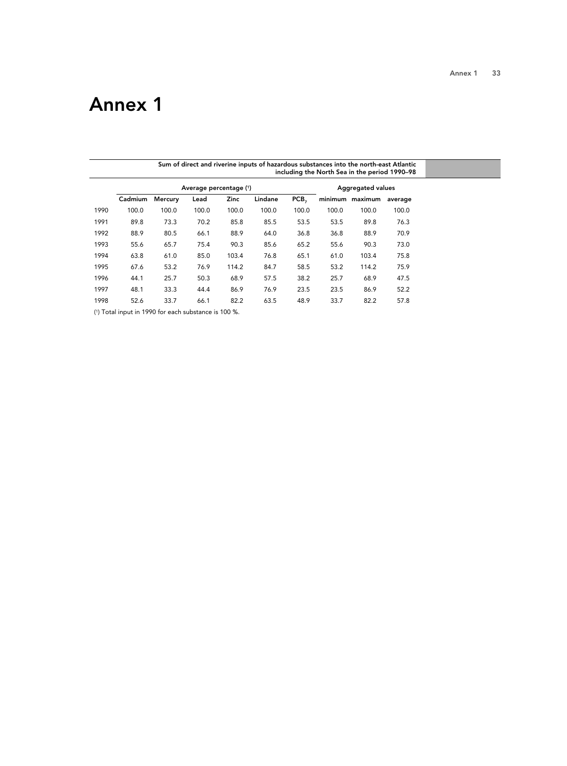# Annex 1

**Sum of direct and riverine inputs of hazardous substances into the north-east Atlantic including the North Sea in the period 1990–98**

| | Average percentage [1] | | | | | | Aggregated values | | |
|---|---|---|---|---|---|---|---|---|---|
| | Cadmium | Mercury | Lead | Zinc | Lindane | $PCB_7$ | minimum | maximum | average |
| 1990 | 100.0 | 100.0 | 100.0 | 100.0 | 100.0 | 100.0 | 100.0 | 100.0 | 100.0 |
| 1991 | 89.8 | 73.3 | 70.2 | 85.8 | 85.5 | 53.5 | 53.5 | 89.8 | 76.3 |
| 1992 | 88.9 | 80.5 | 66.1 | 88.9 | 64.0 | 36.8 | 36.8 | 88.9 | 70.9 |
| 1993 | 55.6 | 65.7 | 75.4 | 90.3 | 85.6 | 65.2 | 55.6 | 90.3 | 73.0 |
| 1994 | 63.8 | 61.0 | 85.0 | 103.4 | 76.8 | 65.1 | 61.0 | 103.4 | 75.8 |
| 1995 | 67.6 | 53.2 | 76.9 | 114.2 | 84.7 | 58.5 | 53.2 | 114.2 | 75.9 |
| 1996 | 44.1 | 25.7 | 50.3 | 68.9 | 57.5 | 38.2 | 25.7 | 68.9 | 47.5 |
| 1997 | 48.1 | 33.3 | 44.4 | 86.9 | 76.9 | 23.5 | 23.5 | 86.9 | 52.2 |
| 1998 | 52.6 | 33.7 | 66.1 | 82.2 | 63.5 | 48.9 | 33.7 | 82.2 | 57.8 |

[1] Total input in 1990 for each substance is 100 %.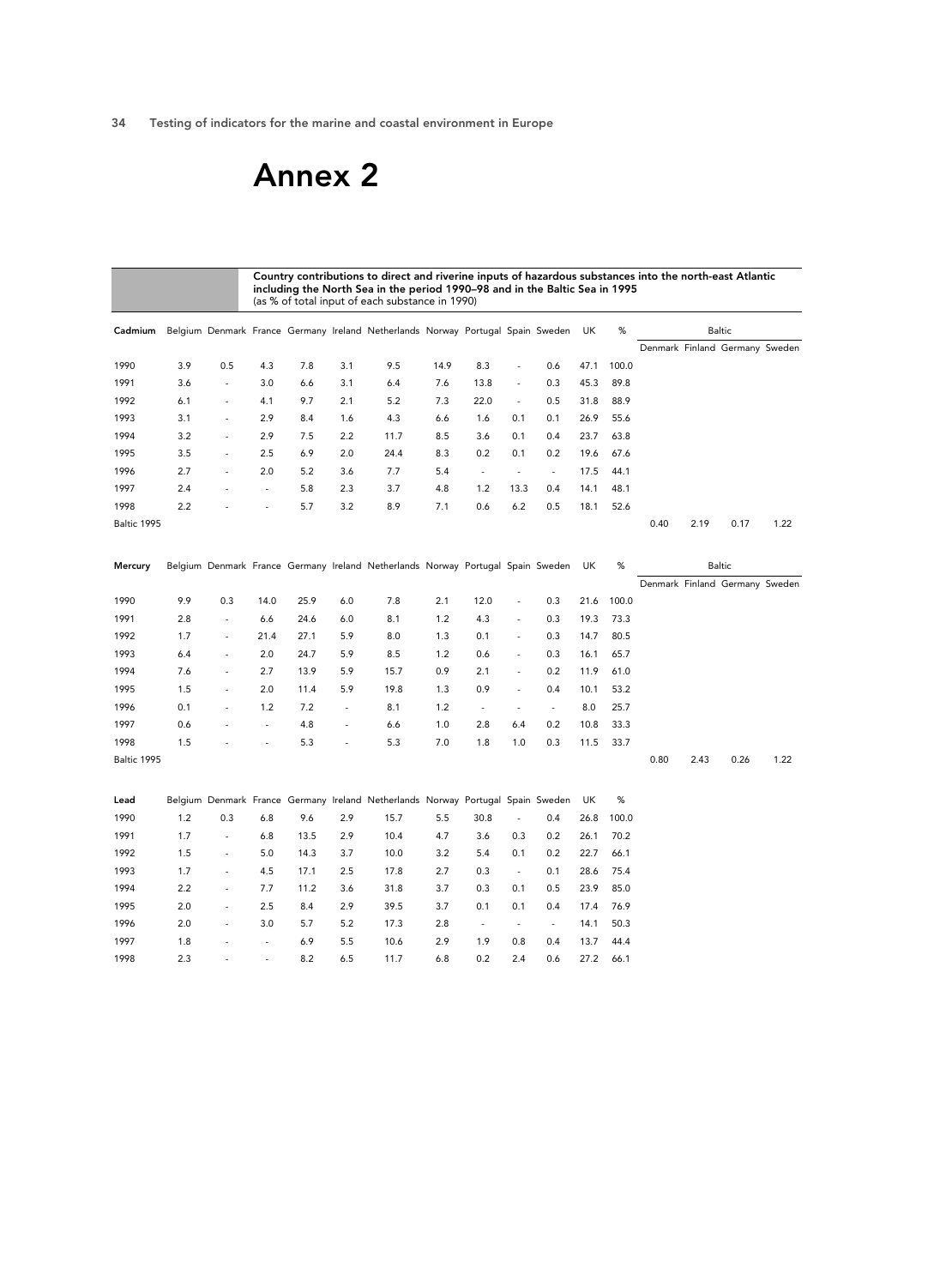# Annex 2

**Country contributions to direct and riverine inputs of hazardous substances into the north-east Atlantic including the North Sea in the period 1990–98 and in the Baltic Sea in 1995**
(as % of total input of each substance in 1990)

| **Cadmium** | Belgium | Denmark | France | Germany | Ireland | Netherlands | Norway | Portugal | Spain | Sweden | UK | % | Baltic | | | |
|---|---|---|---|---|---|---|---|---|---|---|---|---|---|---|---|---|
| | | | | | | | | | | | | | Denmark | Finland | Germany | Sweden |
| 1990 | 3.9 | 0.5 | 4.3 | 7.8 | 3.1 | 9.5 | 14.9 | 8.3 | - | 0.6 | 47.1 | 100.0 | | | | |
| 1991 | 3.6 | - | 3.0 | 6.6 | 3.1 | 6.4 | 7.6 | 13.8 | - | 0.3 | 45.3 | 89.8 | | | | |
| 1992 | 6.1 | - | 4.1 | 9.7 | 2.1 | 5.2 | 7.3 | 22.0 | - | 0.5 | 31.8 | 88.9 | | | | |
| 1993 | 3.1 | - | 2.9 | 8.4 | 1.6 | 4.3 | 6.6 | 1.6 | 0.1 | 0.1 | 26.9 | 55.6 | | | | |
| 1994 | 3.2 | - | 2.9 | 7.5 | 2.2 | 11.7 | 8.5 | 3.6 | 0.1 | 0.4 | 23.7 | 63.8 | | | | |
| 1995 | 3.5 | - | 2.5 | 6.9 | 2.0 | 24.4 | 8.3 | 0.2 | 0.1 | 0.2 | 19.6 | 67.6 | | | | |
| 1996 | 2.7 | - | 2.0 | 5.2 | 3.6 | 7.7 | 5.4 | - | - | - | 17.5 | 44.1 | | | | |
| 1997 | 2.4 | - | - | 5.8 | 2.3 | 3.7 | 4.8 | 1.2 | 13.3 | 0.4 | 14.1 | 48.1 | | | | |
| 1998 | 2.2 | - | - | 5.7 | 3.2 | 8.9 | 7.1 | 0.6 | 6.2 | 0.5 | 18.1 | 52.6 | | | | |
| Baltic 1995 | | | | | | | | | | | | | 0.40 | 2.19 | 0.17 | 1.22 |

| **Mercury** | Belgium | Denmark | France | Germany | Ireland | Netherlands | Norway | Portugal | Spain | Sweden | UK | % | Baltic | | | |
|---|---|---|---|---|---|---|---|---|---|---|---|---|---|---|---|---|
| | | | | | | | | | | | | | Denmark | Finland | Germany | Sweden |
| 1990 | 9.9 | 0.3 | 14.0 | 25.9 | 6.0 | 7.8 | 2.1 | 12.0 | - | 0.3 | 21.6 | 100.0 | | | | |
| 1991 | 2.8 | - | 6.6 | 24.6 | 6.0 | 8.1 | 1.2 | 4.3 | - | 0.3 | 19.3 | 73.3 | | | | |
| 1992 | 1.7 | - | 21.4 | 27.1 | 5.9 | 8.0 | 1.3 | 0.1 | - | 0.3 | 14.7 | 80.5 | | | | |
| 1993 | 6.4 | - | 2.0 | 24.7 | 5.9 | 8.5 | 1.2 | 0.6 | - | 0.3 | 16.1 | 65.7 | | | | |
| 1994 | 7.6 | - | 2.7 | 13.9 | 5.9 | 15.7 | 0.9 | 2.1 | - | 0.2 | 11.9 | 61.0 | | | | |
| 1995 | 1.5 | - | 2.0 | 11.4 | 5.9 | 19.8 | 1.3 | 0.9 | - | 0.4 | 10.1 | 53.2 | | | | |
| 1996 | 0.1 | - | 1.2 | 7.2 | - | 8.1 | 1.2 | - | - | - | 8.0 | 25.7 | | | | |
| 1997 | 0.6 | - | - | 4.8 | - | 6.6 | 1.0 | 2.8 | 6.4 | 0.2 | 10.8 | 33.3 | | | | |
| 1998 | 1.5 | - | - | 5.3 | - | 5.3 | 7.0 | 1.8 | 1.0 | 0.3 | 11.5 | 33.7 | | | | |
| Baltic 1995 | | | | | | | | | | | | | 0.80 | 2.43 | 0.26 | 1.22 |

| **Lead** | Belgium | Denmark | France | Germany | Ireland | Netherlands | Norway | Portugal | Spain | Sweden | UK | % |
|---|---|---|---|---|---|---|---|---|---|---|---|---|
| 1990 | 1.2 | 0.3 | 6.8 | 9.6 | 2.9 | 15.7 | 5.5 | 30.8 | - | 0.4 | 26.8 | 100.0 |
| 1991 | 1.7 | - | 6.8 | 13.5 | 2.9 | 10.4 | 4.7 | 3.6 | 0.3 | 0.2 | 26.1 | 70.2 |
| 1992 | 1.5 | - | 5.0 | 14.3 | 3.7 | 10.0 | 3.2 | 5.4 | 0.1 | 0.2 | 22.7 | 66.1 |
| 1993 | 1.7 | - | 4.5 | 17.1 | 2.5 | 17.8 | 2.7 | 0.3 | - | 0.1 | 28.6 | 75.4 |
| 1994 | 2.2 | - | 7.7 | 11.2 | 3.6 | 31.8 | 3.7 | 0.3 | 0.1 | 0.5 | 23.9 | 85.0 |
| 1995 | 2.0 | - | 2.5 | 8.4 | 2.9 | 39.5 | 3.7 | 0.1 | 0.1 | 0.4 | 17.4 | 76.9 |
| 1996 | 2.0 | - | 3.0 | 5.7 | 5.2 | 17.3 | 2.8 | - | - | - | 14.1 | 50.3 |
| 1997 | 1.8 | - | - | 6.9 | 5.5 | 10.6 | 2.9 | 1.9 | 0.8 | 0.4 | 13.7 | 44.4 |
| 1998 | 2.3 | - | - | 8.2 | 6.5 | 11.7 | 6.8 | 0.2 | 2.4 | 0.6 | 27.2 | 66.1 |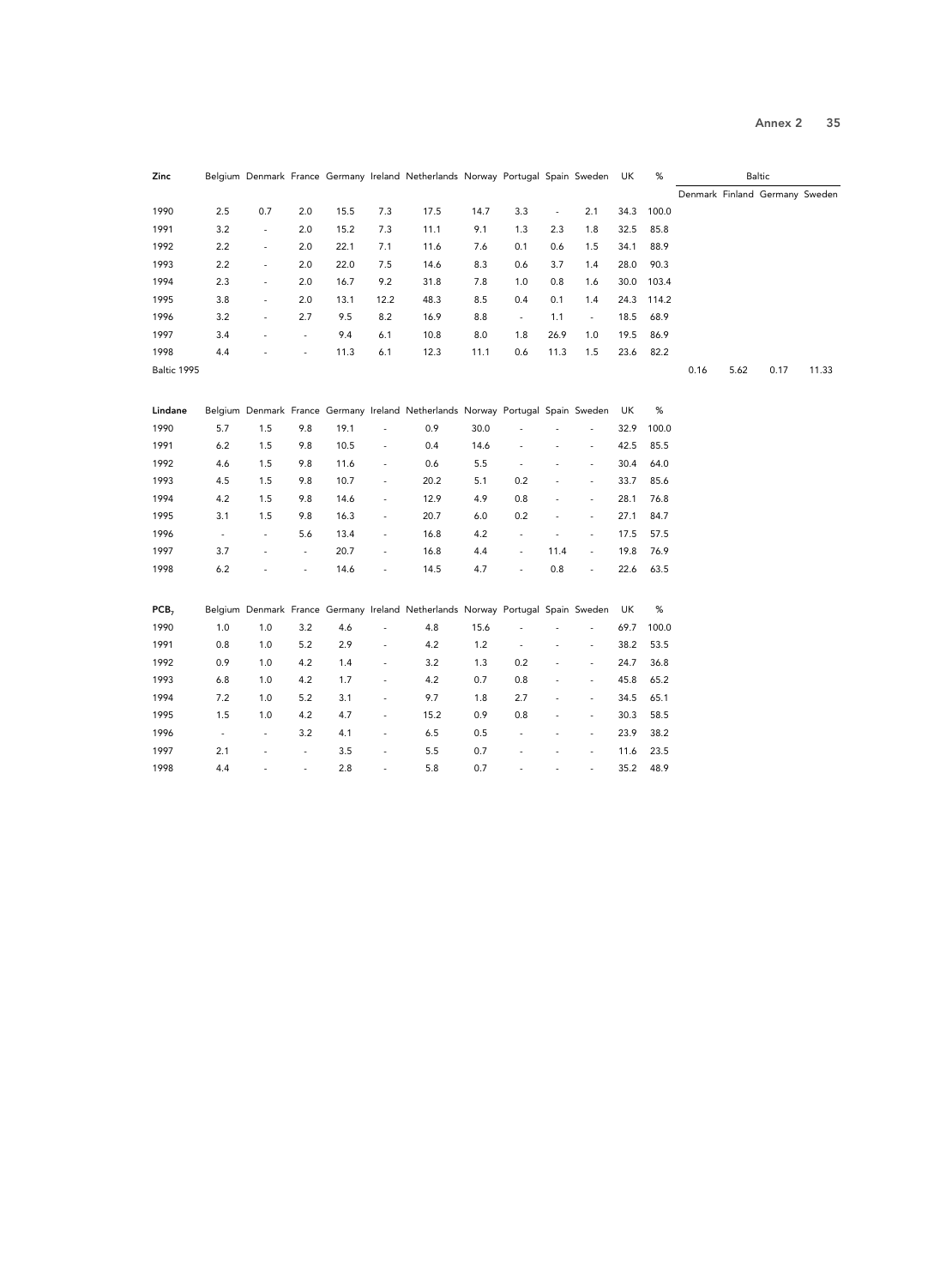| Zinc | Belgium | Denmark | France | Germany | Ireland | Netherlands | Norway | Portugal | Spain | Sweden | UK | % | Baltic | | | |
|---|---|---|---|---|---|---|---|---|---|---|---|---|---|---|---|---|
| | | | | | | | | | | | | | Denmark | Finland | Germany | Sweden |
| 1990 | 2.5 | 0.7 | 2.0 | 15.5 | 7.3 | 17.5 | 14.7 | 3.3 | - | 2.1 | 34.3 | 100.0 | | | | |
| 1991 | 3.2 | - | 2.0 | 15.2 | 7.3 | 11.1 | 9.1 | 1.3 | 2.3 | 1.8 | 32.5 | 85.8 | | | | |
| 1992 | 2.2 | - | 2.0 | 22.1 | 7.1 | 11.6 | 7.6 | 0.1 | 0.6 | 1.5 | 34.1 | 88.9 | | | | |
| 1993 | 2.2 | - | 2.0 | 22.0 | 7.5 | 14.6 | 8.3 | 0.6 | 3.7 | 1.4 | 28.0 | 90.3 | | | | |
| 1994 | 2.3 | - | 2.0 | 16.7 | 9.2 | 31.8 | 7.8 | 1.0 | 0.8 | 1.6 | 30.0 | 103.4 | | | | |
| 1995 | 3.8 | - | 2.0 | 13.1 | 12.2 | 48.3 | 8.5 | 0.4 | 0.1 | 1.4 | 24.3 | 114.2 | | | | |
| 1996 | 3.2 | - | 2.7 | 9.5 | 8.2 | 16.9 | 8.8 | - | 1.1 | - | 18.5 | 68.9 | | | | |
| 1997 | 3.4 | - | - | 9.4 | 6.1 | 10.8 | 8.0 | 1.8 | 26.9 | 1.0 | 19.5 | 86.9 | | | | |
| 1998 | 4.4 | - | - | 11.3 | 6.1 | 12.3 | 11.1 | 0.6 | 11.3 | 1.5 | 23.6 | 82.2 | | | | |
| Baltic 1995 | | | | | | | | | | | | | 0.16 | 5.62 | 0.17 | 11.33 |

| Lindane | Belgium | Denmark | France | Germany | Ireland | Netherlands | Norway | Portugal | Spain | Sweden | UK | % |
|---|---|---|---|---|---|---|---|---|---|---|---|---|
| 1990 | 5.7 | 1.5 | 9.8 | 19.1 | - | 0.9 | 30.0 | - | - | - | 32.9 | 100.0 |
| 1991 | 6.2 | 1.5 | 9.8 | 10.5 | - | 0.4 | 14.6 | - | - | - | 42.5 | 85.5 |
| 1992 | 4.6 | 1.5 | 9.8 | 11.6 | - | 0.6 | 5.5 | - | - | - | 30.4 | 64.0 |
| 1993 | 4.5 | 1.5 | 9.8 | 10.7 | - | 20.2 | 5.1 | 0.2 | - | - | 33.7 | 85.6 |
| 1994 | 4.2 | 1.5 | 9.8 | 14.6 | - | 12.9 | 4.9 | 0.8 | - | - | 28.1 | 76.8 |
| 1995 | 3.1 | 1.5 | 9.8 | 16.3 | - | 20.7 | 6.0 | 0.2 | - | - | 27.1 | 84.7 |
| 1996 | - | - | 5.6 | 13.4 | - | 16.8 | 4.2 | - | - | - | 17.5 | 57.5 |
| 1997 | 3.7 | - | - | 20.7 | - | 16.8 | 4.4 | - | 11.4 | - | 19.8 | 76.9 |
| 1998 | 6.2 | - | - | 14.6 | - | 14.5 | 4.7 | - | 0.8 | - | 22.6 | 63.5 |

| $PCB_7$ | Belgium | Denmark | France | Germany | Ireland | Netherlands | Norway | Portugal | Spain | Sweden | UK | % |
|---|---|---|---|---|---|---|---|---|---|---|---|---|
| 1990 | 1.0 | 1.0 | 3.2 | 4.6 | - | 4.8 | 15.6 | - | - | - | 69.7 | 100.0 |
| 1991 | 0.8 | 1.0 | 5.2 | 2.9 | - | 4.2 | 1.2 | - | - | - | 38.2 | 53.5 |
| 1992 | 0.9 | 1.0 | 4.2 | 1.4 | - | 3.2 | 1.3 | 0.2 | - | - | 24.7 | 36.8 |
| 1993 | 6.8 | 1.0 | 4.2 | 1.7 | - | 4.2 | 0.7 | 0.8 | - | - | 45.8 | 65.2 |
| 1994 | 7.2 | 1.0 | 5.2 | 3.1 | - | 9.7 | 1.8 | 2.7 | - | - | 34.5 | 65.1 |
| 1995 | 1.5 | 1.0 | 4.2 | 4.7 | - | 15.2 | 0.9 | 0.8 | - | - | 30.3 | 58.5 |
| 1996 | - | - | 3.2 | 4.1 | - | 6.5 | 0.5 | - | - | - | 23.9 | 38.2 |
| 1997 | 2.1 | - | - | 3.5 | - | 5.5 | 0.7 | - | - | - | 11.6 | 23.5 |
| 1998 | 4.4 | - | - | 2.8 | - | 5.8 | 0.7 | - | - | - | 35.2 | 48.9 |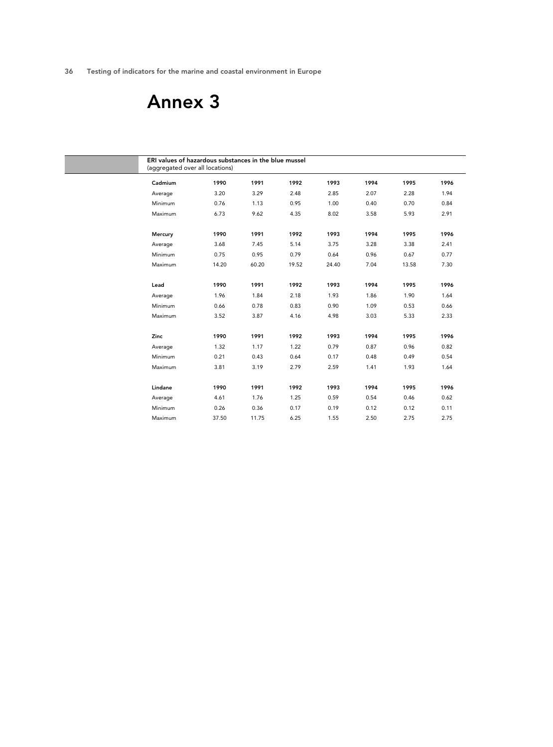# Annex 3

**ERI values of hazardous substances in the blue mussel**
(aggregated over all locations)

| **Cadmium** | **1990** | **1991** | **1992** | **1993** | **1994** | **1995** | **1996** |
|---|---|---|---|---|---|---|---|
| Average | 3.20 | 3.29 | 2.48 | 2.85 | 2.07 | 2.28 | 1.94 |
| Minimum | 0.76 | 1.13 | 0.95 | 1.00 | 0.40 | 0.70 | 0.84 |
| Maximum | 6.73 | 9.62 | 4.35 | 8.02 | 3.58 | 5.93 | 2.91 |
| | | | | | | | |
| **Mercury** | **1990** | **1991** | **1992** | **1993** | **1994** | **1995** | **1996** |
| Average | 3.68 | 7.45 | 5.14 | 3.75 | 3.28 | 3.38 | 2.41 |
| Minimum | 0.75 | 0.95 | 0.79 | 0.64 | 0.96 | 0.67 | 0.77 |
| Maximum | 14.20 | 60.20 | 19.52 | 24.40 | 7.04 | 13.58 | 7.30 |
| | | | | | | | |
| **Lead** | **1990** | **1991** | **1992** | **1993** | **1994** | **1995** | **1996** |
| Average | 1.96 | 1.84 | 2.18 | 1.93 | 1.86 | 1.90 | 1.64 |
| Minimum | 0.66 | 0.78 | 0.83 | 0.90 | 1.09 | 0.53 | 0.66 |
| Maximum | 3.52 | 3.87 | 4.16 | 4.98 | 3.03 | 5.33 | 2.33 |
| | | | | | | | |
| **Zinc** | **1990** | **1991** | **1992** | **1993** | **1994** | **1995** | **1996** |
| Average | 1.32 | 1.17 | 1.22 | 0.79 | 0.87 | 0.96 | 0.82 |
| Minimum | 0.21 | 0.43 | 0.64 | 0.17 | 0.48 | 0.49 | 0.54 |
| Maximum | 3.81 | 3.19 | 2.79 | 2.59 | 1.41 | 1.93 | 1.64 |
| | | | | | | | |
| **Lindane** | **1990** | **1991** | **1992** | **1993** | **1994** | **1995** | **1996** |
| Average | 4.61 | 1.76 | 1.25 | 0.59 | 0.54 | 0.46 | 0.62 |
| Minimum | 0.26 | 0.36 | 0.17 | 0.19 | 0.12 | 0.12 | 0.11 |
| Maximum | 37.50 | 11.75 | 6.25 | 1.55 | 2.50 | 2.75 | 2.75 |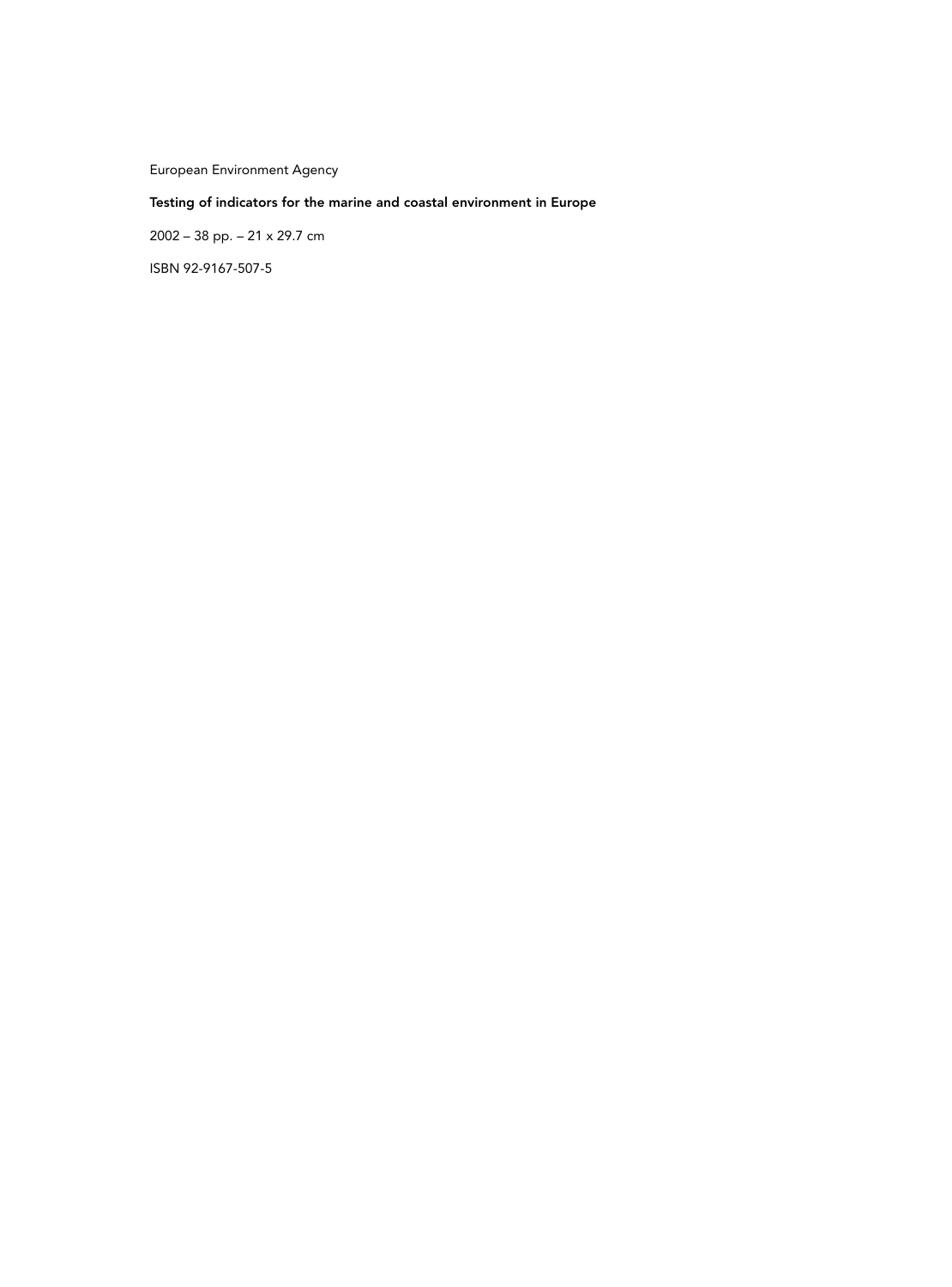European Environment Agency

**Testing of indicators for the marine and coastal environment in Europe**

2002 – 38 pp. – 21 x 29.7 cm

ISBN 92-9167-507-5